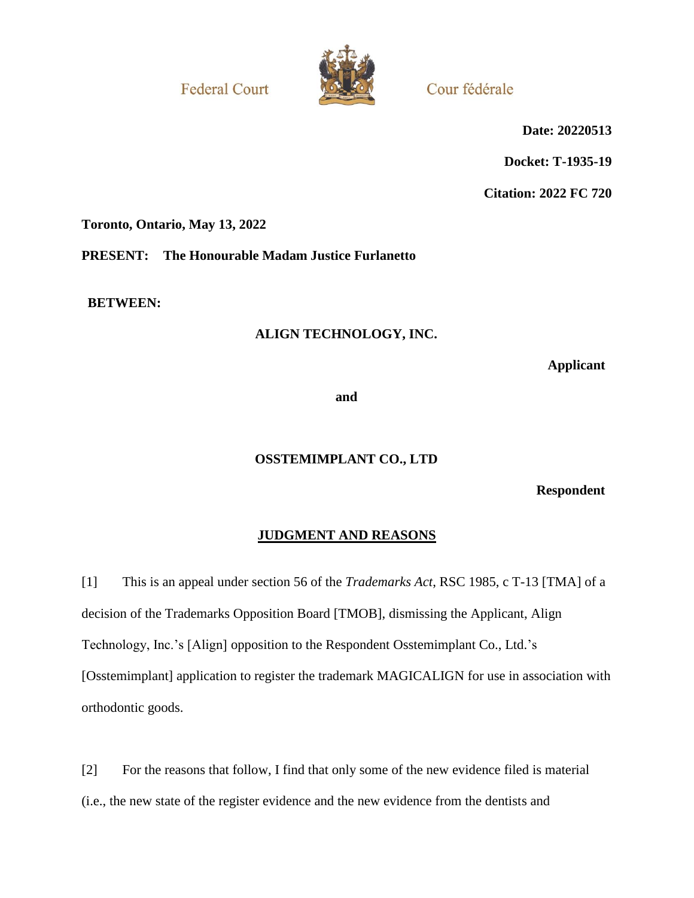Federal Court

Cour fédérale

**Date: 20220513**

**Docket: T-1935-19**

**Citation: 2022 FC 720**

**Toronto, Ontario, May 13, 2022**

**PRESENT: The Honourable Madam Justice Furlanetto**

**BETWEEN:**

**ALIGN TECHNOLOGY, INC.**

**Applicant**

**and**

**OSSTEMIMPLANT CO., LTD**

**Respondent**

## JUDGMENT AND REASONS

[1] This is an appeal under section 56 of the *Trademarks Act*, RSC 1985, c T-13 [TMA] of a decision of the Trademarks Opposition Board [TMOB], dismissing the Applicant, Align Technology, Inc.'s [Align] opposition to the Respondent Osstemimplant Co., Ltd.'s [Osstemimplant] application to register the trademark MAGICALIGN for use in association with orthodontic goods.

[2] For the reasons that follow, I find that only some of the new evidence filed is material (i.e., the new state of the register evidence and the new evidence from the dentists and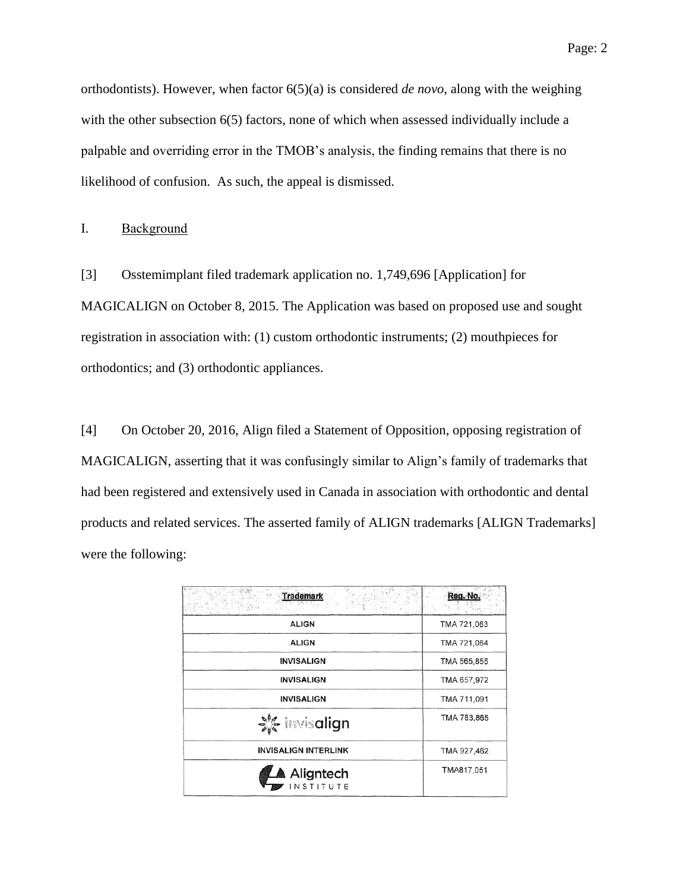orthodontists). However, when factor 6(5)(a) is considered *de novo*, along with the weighing with the other subsection 6(5) factors, none of which when assessed individually include a palpable and overriding error in the TMOB's analysis, the finding remains that there is no likelihood of confusion. As such, the appeal is dismissed.

## I. Background

[3] Osstemimplant filed trademark application no. 1,749,696 [Application] for MAGICALIGN on October 8, 2015. The Application was based on proposed use and sought registration in association with: (1) custom orthodontic instruments; (2) mouthpieces for orthodontics; and (3) orthodontic appliances.

[4] On October 20, 2016, Align filed a Statement of Opposition, opposing registration of MAGICALIGN, asserting that it was confusingly similar to Align's family of trademarks that had been registered and extensively used in Canada in association with orthodontic and dental products and related services. The asserted family of ALIGN trademarks [ALIGN Trademarks] were the following:

| Trademark | Reg. No. |
|---|---|
| ALIGN | TMA 721,063 |
| ALIGN | TMA 721,064 |
| INVISALIGN | TMA 565,855 |
| INVISALIGN | TMA 657,972 |
| INVISALIGN | TMA 711,091 |
| invisalign | TMA 783,865 |
| INVISALIGN INTERLINK | TMA 927,462 |
| Aligntech INSTITUTE | TMA817,051 |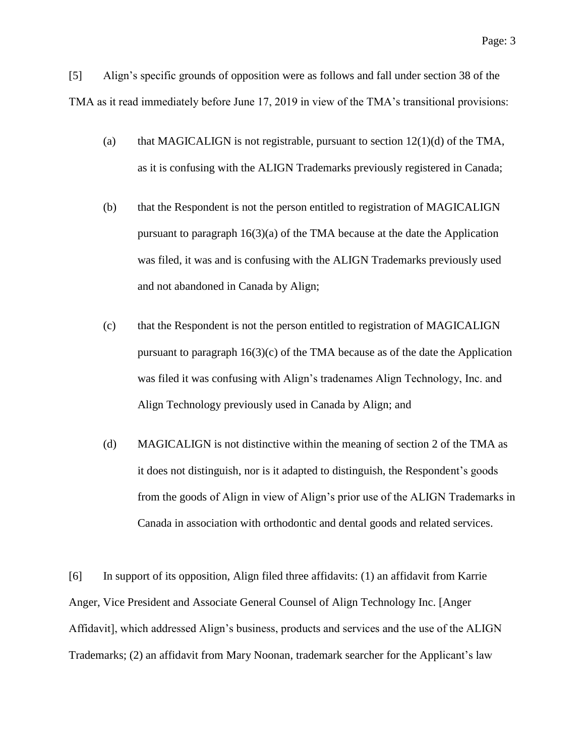[5] Align's specific grounds of opposition were as follows and fall under section 38 of the TMA as it read immediately before June 17, 2019 in view of the TMA's transitional provisions:

(a) that MAGICALIGN is not registrable, pursuant to section 12(1)(d) of the TMA, as it is confusing with the ALIGN Trademarks previously registered in Canada;

(b) that the Respondent is not the person entitled to registration of MAGICALIGN pursuant to paragraph 16(3)(a) of the TMA because at the date the Application was filed, it was and is confusing with the ALIGN Trademarks previously used and not abandoned in Canada by Align;

(c) that the Respondent is not the person entitled to registration of MAGICALIGN pursuant to paragraph 16(3)(c) of the TMA because as of the date the Application was filed it was confusing with Align's tradenames Align Technology, Inc. and Align Technology previously used in Canada by Align; and

(d) MAGICALIGN is not distinctive within the meaning of section 2 of the TMA as it does not distinguish, nor is it adapted to distinguish, the Respondent's goods from the goods of Align in view of Align's prior use of the ALIGN Trademarks in Canada in association with orthodontic and dental goods and related services.

[6] In support of its opposition, Align filed three affidavits: (1) an affidavit from Karrie Anger, Vice President and Associate General Counsel of Align Technology Inc. [Anger Affidavit], which addressed Align's business, products and services and the use of the ALIGN Trademarks; (2) an affidavit from Mary Noonan, trademark searcher for the Applicant's law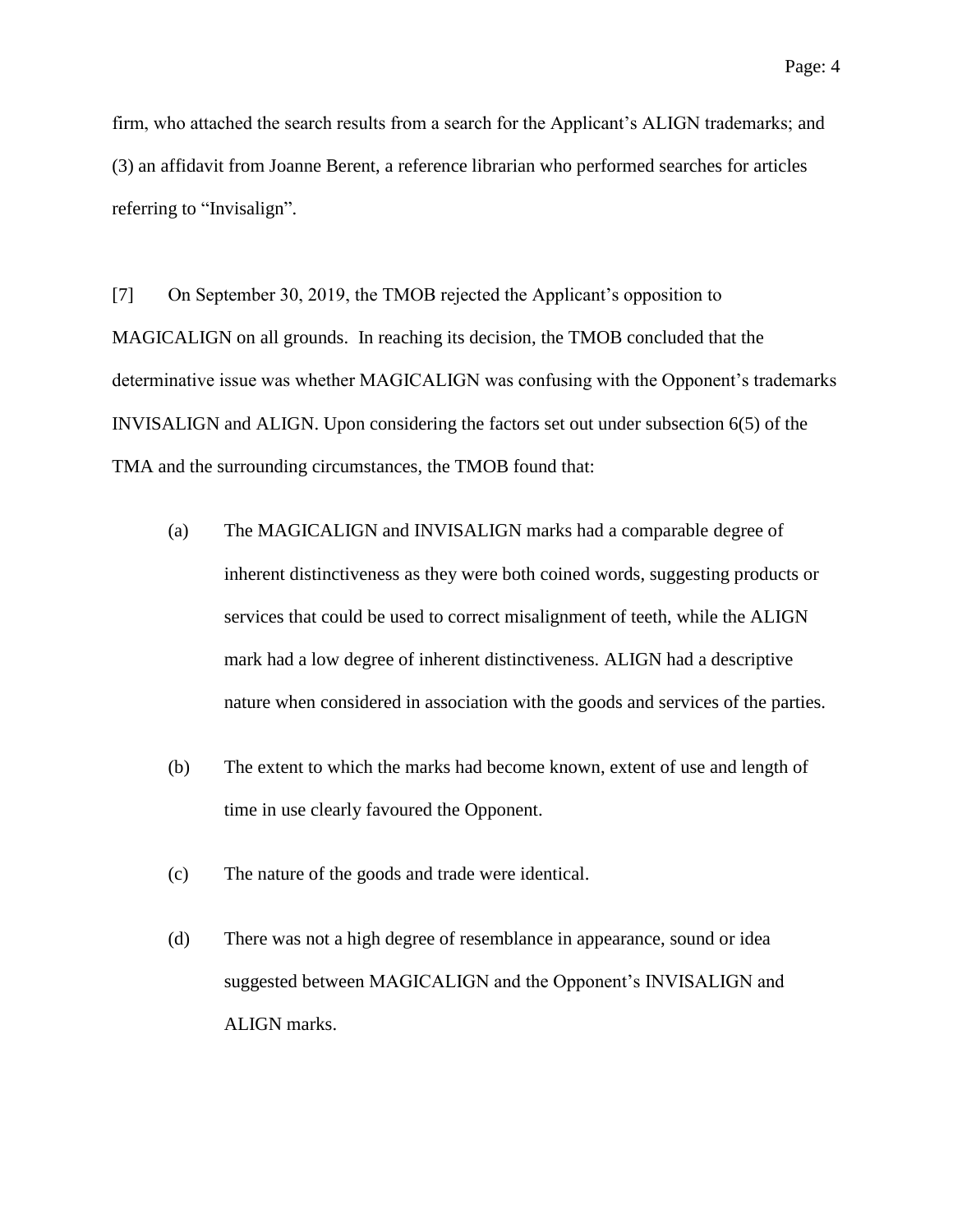firm, who attached the search results from a search for the Applicant's ALIGN trademarks; and (3) an affidavit from Joanne Berent, a reference librarian who performed searches for articles referring to "Invisalign".

[7] On September 30, 2019, the TMOB rejected the Applicant's opposition to MAGICALIGN on all grounds. In reaching its decision, the TMOB concluded that the determinative issue was whether MAGICALIGN was confusing with the Opponent's trademarks INVISALIGN and ALIGN. Upon considering the factors set out under subsection 6(5) of the TMA and the surrounding circumstances, the TMOB found that:

(a) The MAGICALIGN and INVISALIGN marks had a comparable degree of inherent distinctiveness as they were both coined words, suggesting products or services that could be used to correct misalignment of teeth, while the ALIGN mark had a low degree of inherent distinctiveness. ALIGN had a descriptive nature when considered in association with the goods and services of the parties.

(b) The extent to which the marks had become known, extent of use and length of time in use clearly favoured the Opponent.

(c) The nature of the goods and trade were identical.

(d) There was not a high degree of resemblance in appearance, sound or idea suggested between MAGICALIGN and the Opponent's INVISALIGN and ALIGN marks.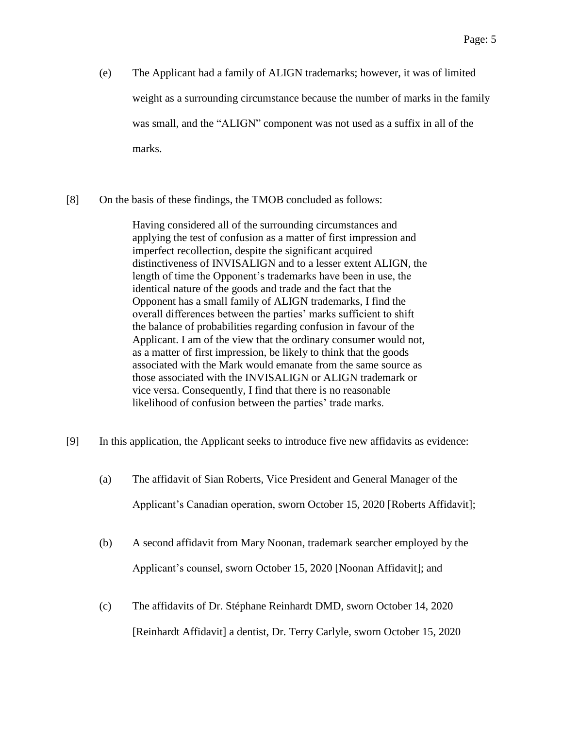(e) The Applicant had a family of ALIGN trademarks; however, it was of limited weight as a surrounding circumstance because the number of marks in the family was small, and the "ALIGN" component was not used as a suffix in all of the marks.

[8] On the basis of these findings, the TMOB concluded as follows:

> Having considered all of the surrounding circumstances and applying the test of confusion as a matter of first impression and imperfect recollection, despite the significant acquired distinctiveness of INVISALIGN and to a lesser extent ALIGN, the length of time the Opponent's trademarks have been in use, the identical nature of the goods and trade and the fact that the Opponent has a small family of ALIGN trademarks, I find the overall differences between the parties' marks sufficient to shift the balance of probabilities regarding confusion in favour of the Applicant. I am of the view that the ordinary consumer would not, as a matter of first impression, be likely to think that the goods associated with the Mark would emanate from the same source as those associated with the INVISALIGN or ALIGN trademark or vice versa. Consequently, I find that there is no reasonable likelihood of confusion between the parties' trade marks.

[9] In this application, the Applicant seeks to introduce five new affidavits as evidence:

(a) The affidavit of Sian Roberts, Vice President and General Manager of the Applicant's Canadian operation, sworn October 15, 2020 [Roberts Affidavit];

(b) A second affidavit from Mary Noonan, trademark searcher employed by the Applicant's counsel, sworn October 15, 2020 [Noonan Affidavit]; and

(c) The affidavits of Dr. Stéphane Reinhardt DMD, sworn October 14, 2020 [Reinhardt Affidavit] a dentist, Dr. Terry Carlyle, sworn October 15, 2020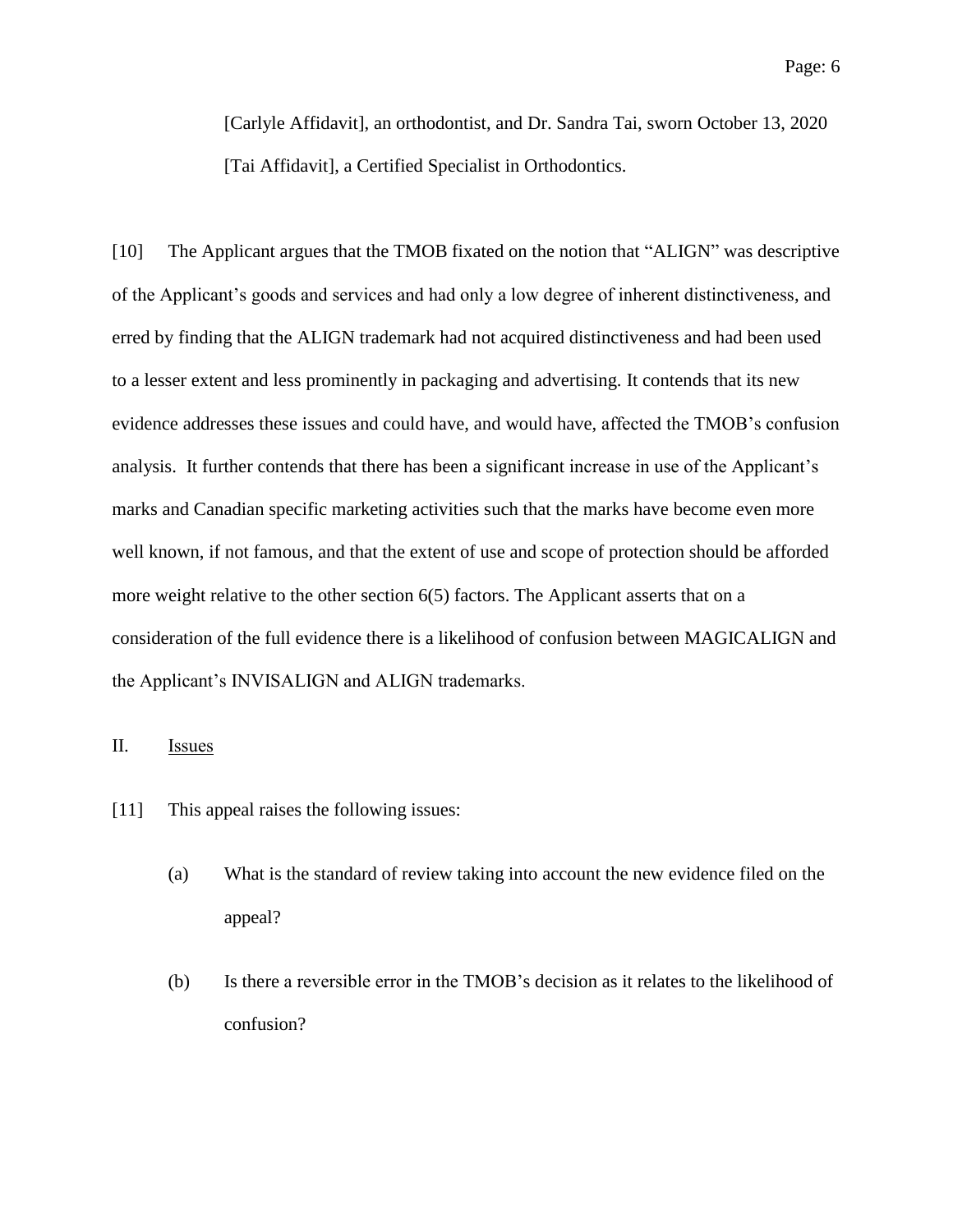[Carlyle Affidavit], an orthodontist, and Dr. Sandra Tai, sworn October 13, 2020 [Tai Affidavit], a Certified Specialist in Orthodontics.

[10] The Applicant argues that the TMOB fixated on the notion that “ALIGN” was descriptive of the Applicant’s goods and services and had only a low degree of inherent distinctiveness, and erred by finding that the ALIGN trademark had not acquired distinctiveness and had been used to a lesser extent and less prominently in packaging and advertising. It contends that its new evidence addresses these issues and could have, and would have, affected the TMOB’s confusion analysis. It further contends that there has been a significant increase in use of the Applicant’s marks and Canadian specific marketing activities such that the marks have become even more well known, if not famous, and that the extent of use and scope of protection should be afforded more weight relative to the other section 6(5) factors. The Applicant asserts that on a consideration of the full evidence there is a likelihood of confusion between MAGICALIGN and the Applicant’s INVISALIGN and ALIGN trademarks.

## II. Issues

[11] This appeal raises the following issues:

(a) What is the standard of review taking into account the new evidence filed on the appeal?

(b) Is there a reversible error in the TMOB’s decision as it relates to the likelihood of confusion?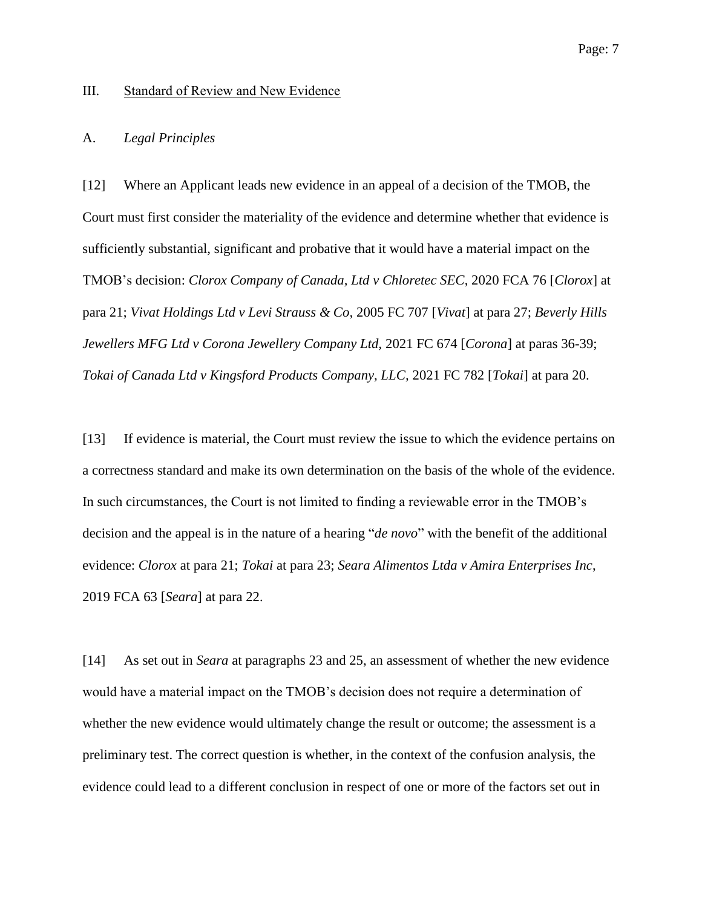## III. Standard of Review and New Evidence

### A. *Legal Principles*

[12] Where an Applicant leads new evidence in an appeal of a decision of the TMOB, the Court must first consider the materiality of the evidence and determine whether that evidence is sufficiently substantial, significant and probative that it would have a material impact on the TMOB's decision: *Clorox Company of Canada, Ltd v Chloretec SEC*, 2020 FCA 76 [*Clorox*] at para 21; *Vivat Holdings Ltd v Levi Strauss & Co,* 2005 FC 707 [*Vivat*] at para 27; *Beverly Hills Jewellers MFG Ltd v Corona Jewellery Company Ltd,* 2021 FC 674 [*Corona*] at paras 36-39; *Tokai of Canada Ltd v Kingsford Products Company, LLC,* 2021 FC 782 [*Tokai*] at para 20.

[13] If evidence is material, the Court must review the issue to which the evidence pertains on a correctness standard and make its own determination on the basis of the whole of the evidence. In such circumstances, the Court is not limited to finding a reviewable error in the TMOB's decision and the appeal is in the nature of a hearing "*de novo*" with the benefit of the additional evidence: *Clorox* at para 21; *Tokai* at para 23; *Seara Alimentos Ltda v Amira Enterprises Inc*, 2019 FCA 63 [*Seara*] at para 22.

[14] As set out in *Seara* at paragraphs 23 and 25, an assessment of whether the new evidence would have a material impact on the TMOB's decision does not require a determination of whether the new evidence would ultimately change the result or outcome; the assessment is a preliminary test. The correct question is whether, in the context of the confusion analysis, the evidence could lead to a different conclusion in respect of one or more of the factors set out in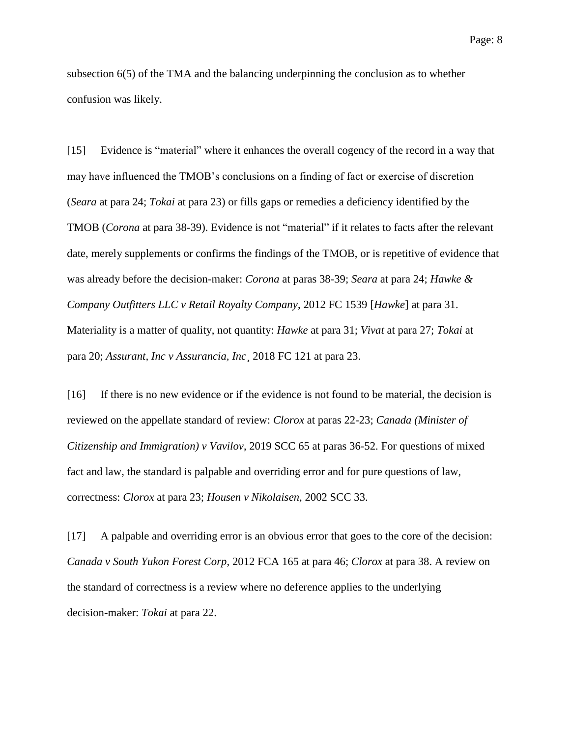subsection 6(5) of the TMA and the balancing underpinning the conclusion as to whether confusion was likely.

[15] Evidence is "material" where it enhances the overall cogency of the record in a way that may have influenced the TMOB's conclusions on a finding of fact or exercise of discretion (*Seara* at para 24; *Tokai* at para 23) or fills gaps or remedies a deficiency identified by the TMOB (*Corona* at para 38-39). Evidence is not "material" if it relates to facts after the relevant date, merely supplements or confirms the findings of the TMOB, or is repetitive of evidence that was already before the decision-maker: *Corona* at paras 38-39; *Seara* at para 24; *Hawke & Company Outfitters LLC v Retail Royalty Company*, 2012 FC 1539 [*Hawke*] at para 31. Materiality is a matter of quality, not quantity: *Hawke* at para 31; *Vivat* at para 27; *Tokai* at para 20; *Assurant, Inc v Assurancia, Inc*¸ 2018 FC 121 at para 23.

[16] If there is no new evidence or if the evidence is not found to be material, the decision is reviewed on the appellate standard of review: *Clorox* at paras 22-23; *Canada (Minister of Citizenship and Immigration) v Vavilov*, 2019 SCC 65 at paras 36-52. For questions of mixed fact and law, the standard is palpable and overriding error and for pure questions of law, correctness: *Clorox* at para 23; *Housen v Nikolaisen*, 2002 SCC 33.

[17] A palpable and overriding error is an obvious error that goes to the core of the decision: *Canada v South Yukon Forest Corp*, 2012 FCA 165 at para 46; *Clorox* at para 38. A review on the standard of correctness is a review where no deference applies to the underlying decision-maker: *Tokai* at para 22.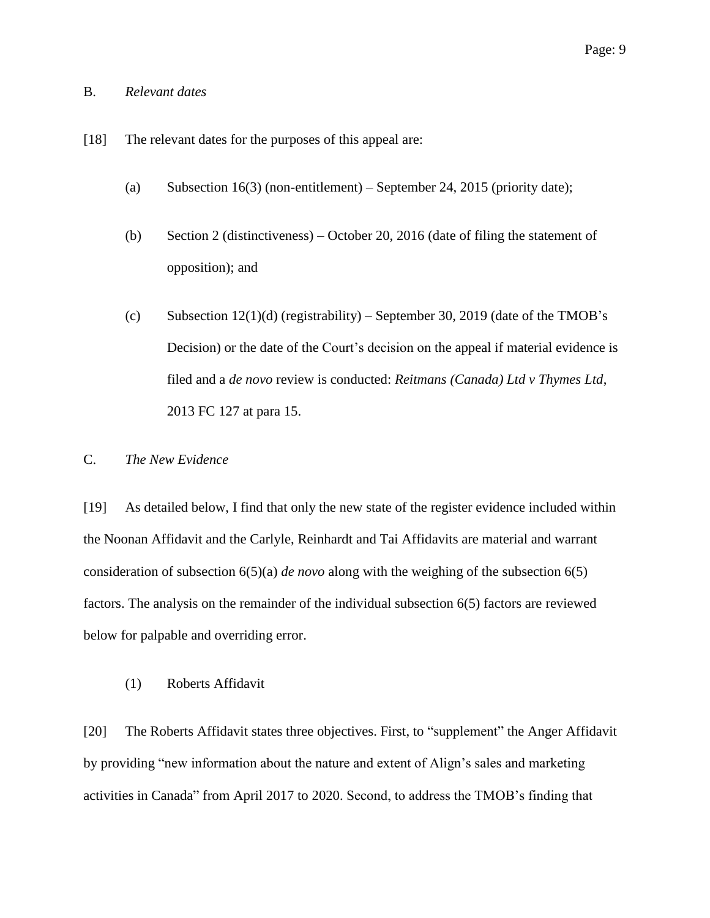### B. *Relevant dates*

[18] The relevant dates for the purposes of this appeal are:

(a) Subsection 16(3) (non-entitlement) – September 24, 2015 (priority date);

(b) Section 2 (distinctiveness) – October 20, 2016 (date of filing the statement of opposition); and

(c) Subsection 12(1)(d) (registrability) – September 30, 2019 (date of the TMOB's Decision) or the date of the Court's decision on the appeal if material evidence is filed and a *de novo* review is conducted: *Reitmans (Canada) Ltd v Thymes Ltd*, 2013 FC 127 at para 15.

### C. *The New Evidence*

[19] As detailed below, I find that only the new state of the register evidence included within the Noonan Affidavit and the Carlyle, Reinhardt and Tai Affidavits are material and warrant consideration of subsection 6(5)(a) *de novo* along with the weighing of the subsection 6(5) factors. The analysis on the remainder of the individual subsection 6(5) factors are reviewed below for palpable and overriding error.

#### (1) Roberts Affidavit

[20] The Roberts Affidavit states three objectives. First, to "supplement" the Anger Affidavit by providing "new information about the nature and extent of Align's sales and marketing activities in Canada" from April 2017 to 2020. Second, to address the TMOB's finding that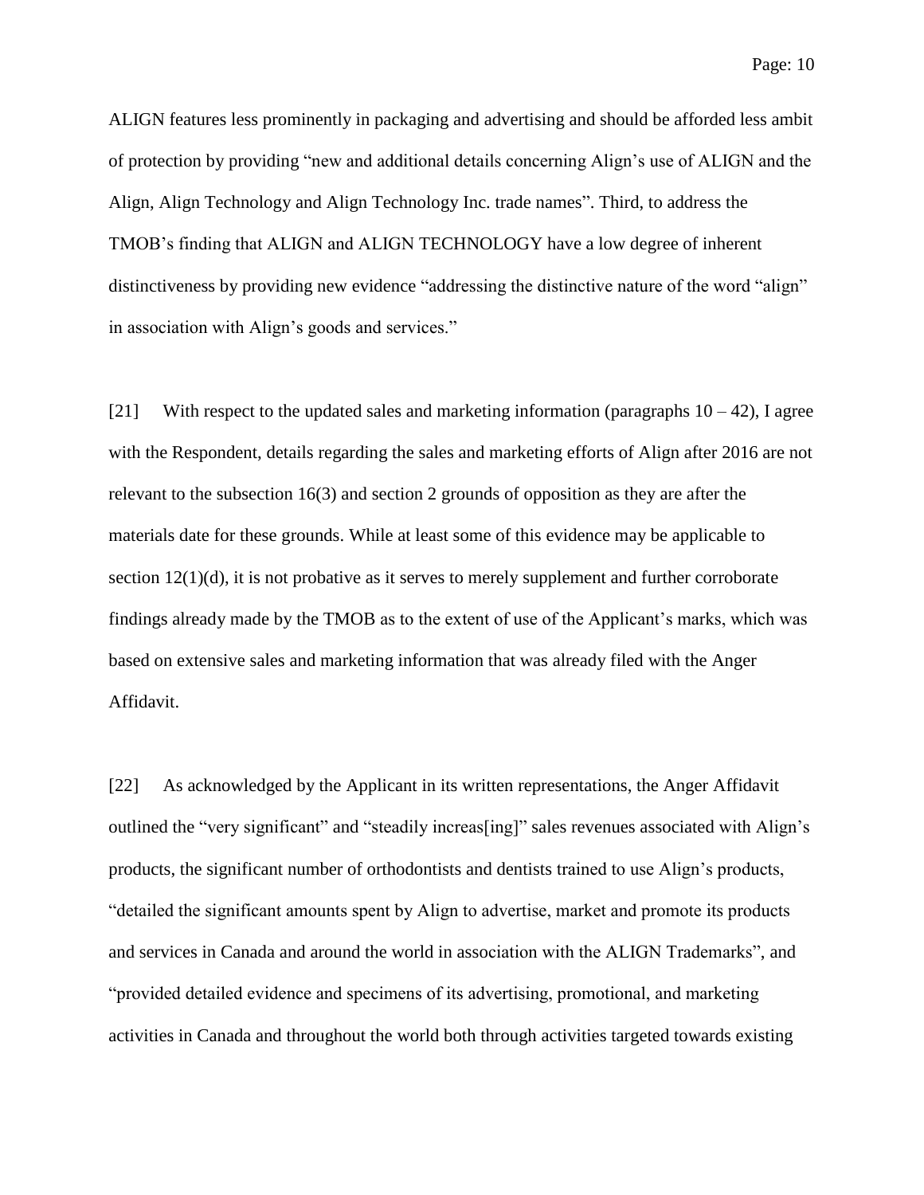ALIGN features less prominently in packaging and advertising and should be afforded less ambit of protection by providing "new and additional details concerning Align's use of ALIGN and the Align, Align Technology and Align Technology Inc. trade names". Third, to address the TMOB's finding that ALIGN and ALIGN TECHNOLOGY have a low degree of inherent distinctiveness by providing new evidence "addressing the distinctive nature of the word "align" in association with Align's goods and services."

[21] With respect to the updated sales and marketing information (paragraphs 10 – 42), I agree with the Respondent, details regarding the sales and marketing efforts of Align after 2016 are not relevant to the subsection 16(3) and section 2 grounds of opposition as they are after the materials date for these grounds. While at least some of this evidence may be applicable to section 12(1)(d), it is not probative as it serves to merely supplement and further corroborate findings already made by the TMOB as to the extent of use of the Applicant's marks, which was based on extensive sales and marketing information that was already filed with the Anger Affidavit.

[22] As acknowledged by the Applicant in its written representations, the Anger Affidavit outlined the "very significant" and "steadily increas[ing]" sales revenues associated with Align's products, the significant number of orthodontists and dentists trained to use Align's products, "detailed the significant amounts spent by Align to advertise, market and promote its products and services in Canada and around the world in association with the ALIGN Trademarks", and "provided detailed evidence and specimens of its advertising, promotional, and marketing activities in Canada and throughout the world both through activities targeted towards existing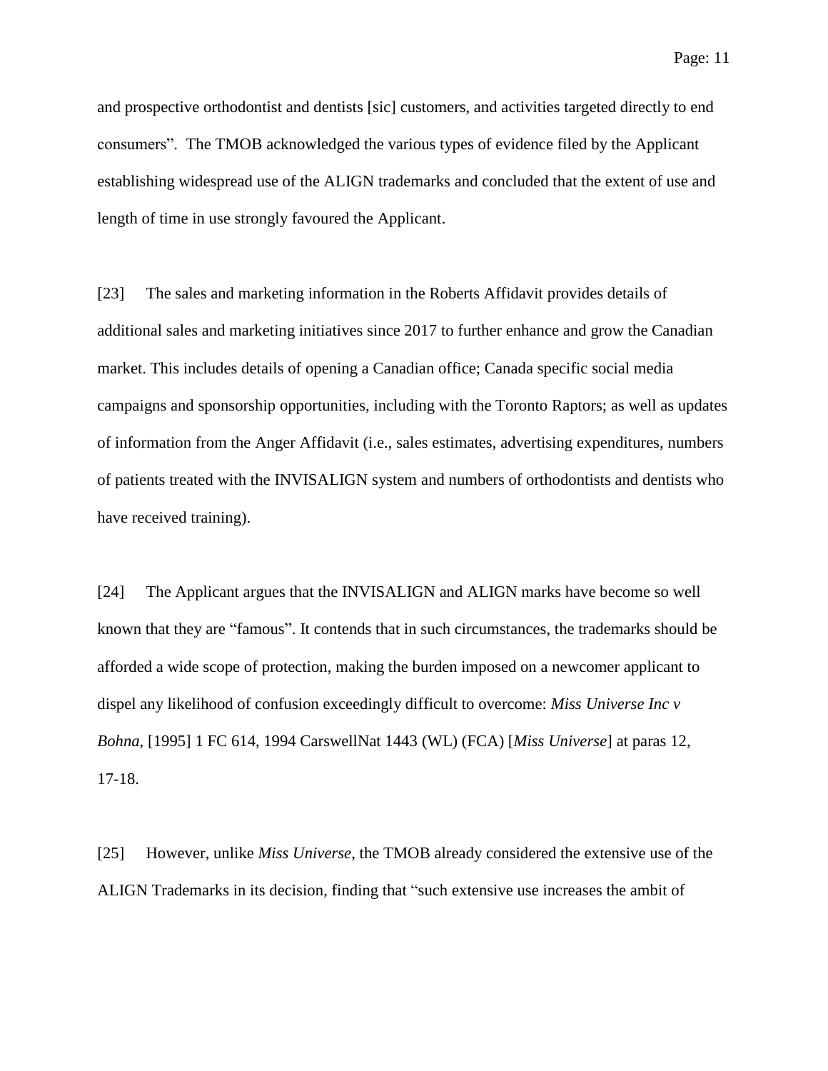and prospective orthodontist and dentists [sic] customers, and activities targeted directly to end consumers". The TMOB acknowledged the various types of evidence filed by the Applicant establishing widespread use of the ALIGN trademarks and concluded that the extent of use and length of time in use strongly favoured the Applicant.

[23] The sales and marketing information in the Roberts Affidavit provides details of additional sales and marketing initiatives since 2017 to further enhance and grow the Canadian market. This includes details of opening a Canadian office; Canada specific social media campaigns and sponsorship opportunities, including with the Toronto Raptors; as well as updates of information from the Anger Affidavit (i.e., sales estimates, advertising expenditures, numbers of patients treated with the INVISALIGN system and numbers of orthodontists and dentists who have received training).

[24] The Applicant argues that the INVISALIGN and ALIGN marks have become so well known that they are "famous". It contends that in such circumstances, the trademarks should be afforded a wide scope of protection, making the burden imposed on a newcomer applicant to dispel any likelihood of confusion exceedingly difficult to overcome: *Miss Universe Inc v Bohna*, [1995] 1 FC 614, 1994 CarswellNat 1443 (WL) (FCA) [*Miss Universe*] at paras 12, 17-18.

[25] However, unlike *Miss Universe*, the TMOB already considered the extensive use of the ALIGN Trademarks in its decision, finding that "such extensive use increases the ambit of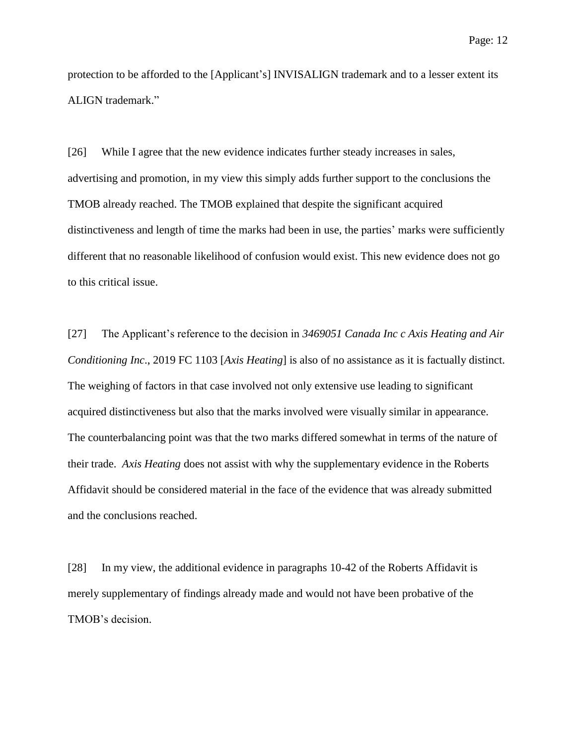protection to be afforded to the [Applicant's] INVISALIGN trademark and to a lesser extent its ALIGN trademark."

[26] While I agree that the new evidence indicates further steady increases in sales, advertising and promotion, in my view this simply adds further support to the conclusions the TMOB already reached. The TMOB explained that despite the significant acquired distinctiveness and length of time the marks had been in use, the parties' marks were sufficiently different that no reasonable likelihood of confusion would exist. This new evidence does not go to this critical issue.

[27] The Applicant's reference to the decision in *3469051 Canada Inc c Axis Heating and Air Conditioning Inc*., 2019 FC 1103 [*Axis Heating*] is also of no assistance as it is factually distinct. The weighing of factors in that case involved not only extensive use leading to significant acquired distinctiveness but also that the marks involved were visually similar in appearance. The counterbalancing point was that the two marks differed somewhat in terms of the nature of their trade. *Axis Heating* does not assist with why the supplementary evidence in the Roberts Affidavit should be considered material in the face of the evidence that was already submitted and the conclusions reached.

[28] In my view, the additional evidence in paragraphs 10-42 of the Roberts Affidavit is merely supplementary of findings already made and would not have been probative of the TMOB's decision.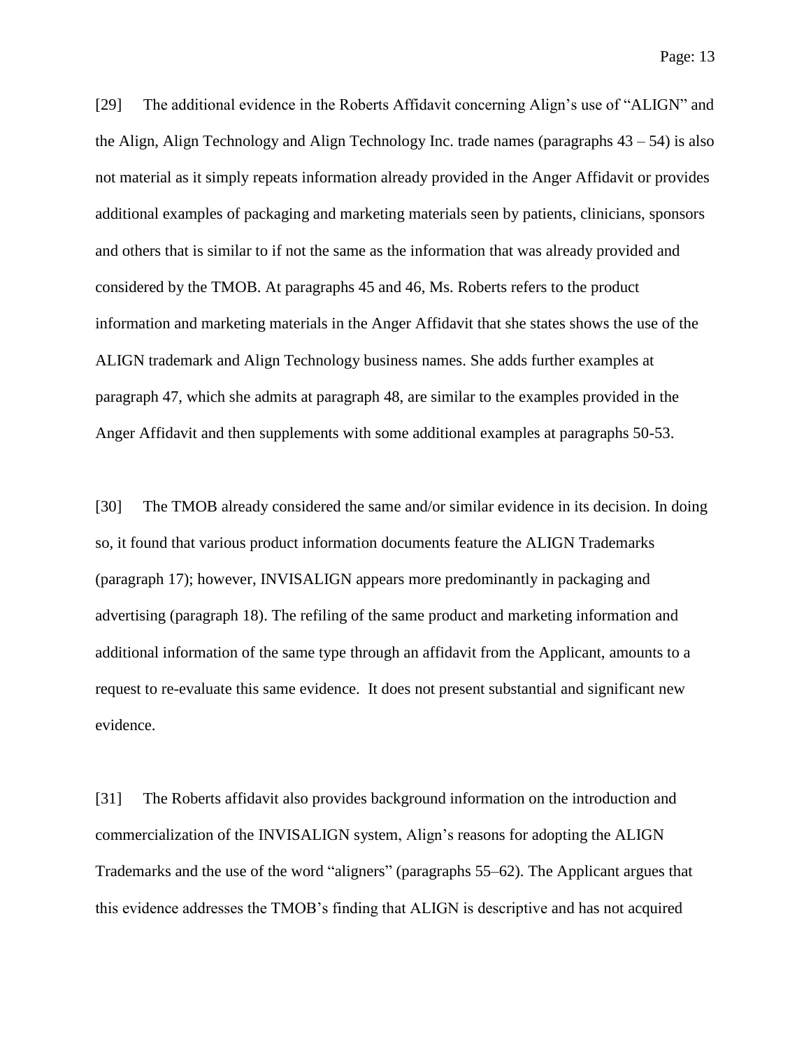[29] The additional evidence in the Roberts Affidavit concerning Align's use of "ALIGN" and the Align, Align Technology and Align Technology Inc. trade names (paragraphs 43 – 54) is also not material as it simply repeats information already provided in the Anger Affidavit or provides additional examples of packaging and marketing materials seen by patients, clinicians, sponsors and others that is similar to if not the same as the information that was already provided and considered by the TMOB. At paragraphs 45 and 46, Ms. Roberts refers to the product information and marketing materials in the Anger Affidavit that she states shows the use of the ALIGN trademark and Align Technology business names. She adds further examples at paragraph 47, which she admits at paragraph 48, are similar to the examples provided in the Anger Affidavit and then supplements with some additional examples at paragraphs 50-53.

[30] The TMOB already considered the same and/or similar evidence in its decision. In doing so, it found that various product information documents feature the ALIGN Trademarks (paragraph 17); however, INVISALIGN appears more predominantly in packaging and advertising (paragraph 18). The refiling of the same product and marketing information and additional information of the same type through an affidavit from the Applicant, amounts to a request to re-evaluate this same evidence. It does not present substantial and significant new evidence.

[31] The Roberts affidavit also provides background information on the introduction and commercialization of the INVISALIGN system, Align's reasons for adopting the ALIGN Trademarks and the use of the word "aligners" (paragraphs 55–62). The Applicant argues that this evidence addresses the TMOB's finding that ALIGN is descriptive and has not acquired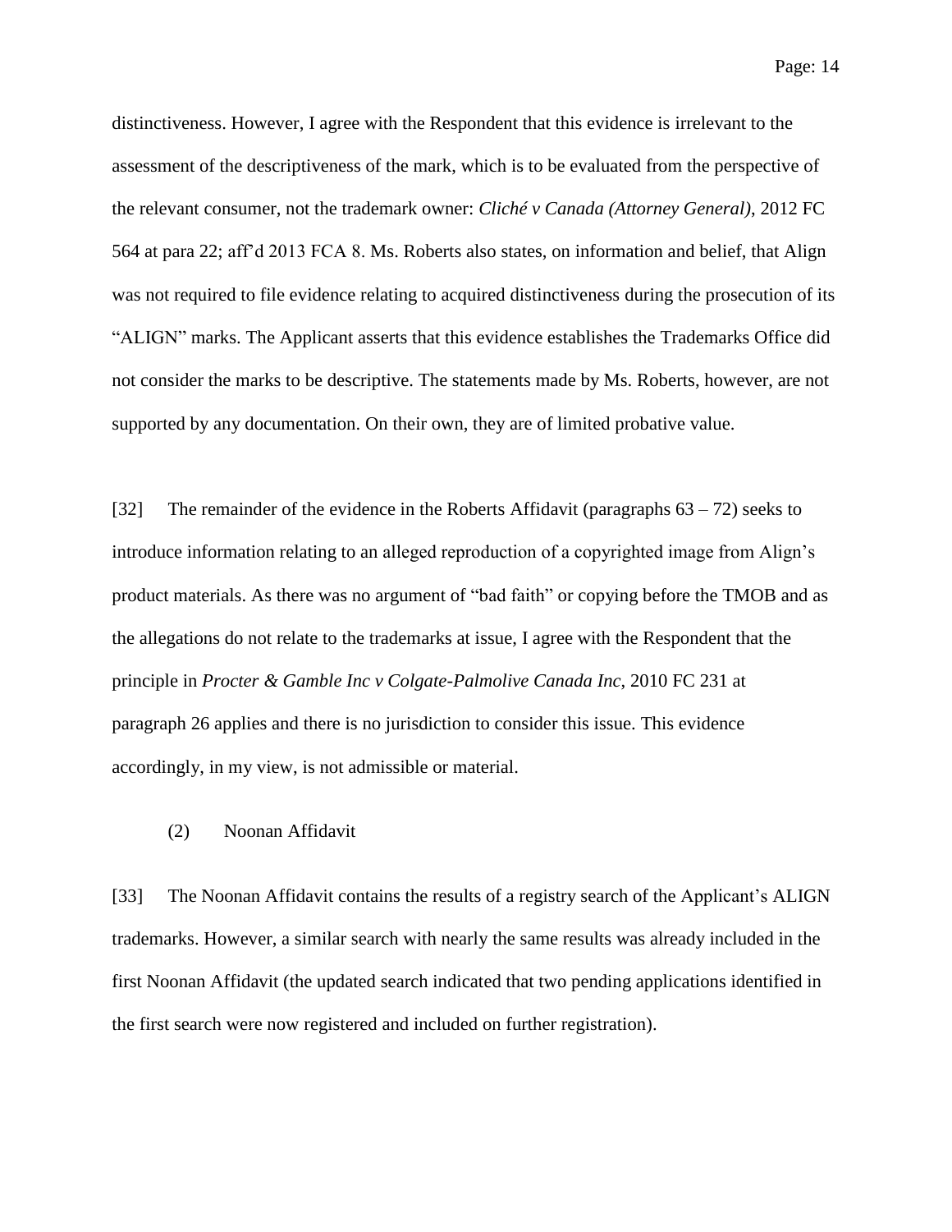distinctiveness. However, I agree with the Respondent that this evidence is irrelevant to the assessment of the descriptiveness of the mark, which is to be evaluated from the perspective of the relevant consumer, not the trademark owner: *Cliché v Canada (Attorney General)*, 2012 FC 564 at para 22; aff'd 2013 FCA 8. Ms. Roberts also states, on information and belief, that Align was not required to file evidence relating to acquired distinctiveness during the prosecution of its "ALIGN" marks. The Applicant asserts that this evidence establishes the Trademarks Office did not consider the marks to be descriptive. The statements made by Ms. Roberts, however, are not supported by any documentation. On their own, they are of limited probative value.

[32] The remainder of the evidence in the Roberts Affidavit (paragraphs 63 – 72) seeks to introduce information relating to an alleged reproduction of a copyrighted image from Align's product materials. As there was no argument of "bad faith" or copying before the TMOB and as the allegations do not relate to the trademarks at issue, I agree with the Respondent that the principle in *Procter & Gamble Inc v Colgate-Palmolive Canada Inc*, 2010 FC 231 at paragraph 26 applies and there is no jurisdiction to consider this issue. This evidence accordingly, in my view, is not admissible or material.

(2) Noonan Affidavit

[33] The Noonan Affidavit contains the results of a registry search of the Applicant's ALIGN trademarks. However, a similar search with nearly the same results was already included in the first Noonan Affidavit (the updated search indicated that two pending applications identified in the first search were now registered and included on further registration).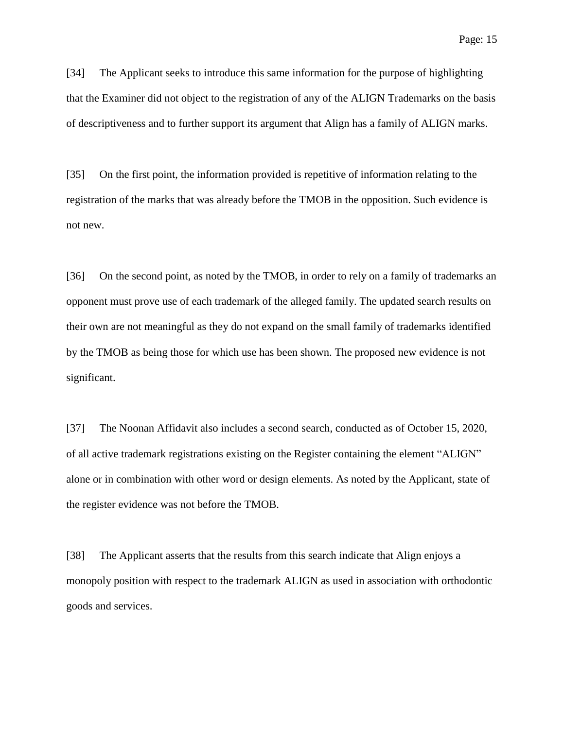[34] The Applicant seeks to introduce this same information for the purpose of highlighting that the Examiner did not object to the registration of any of the ALIGN Trademarks on the basis of descriptiveness and to further support its argument that Align has a family of ALIGN marks.

[35] On the first point, the information provided is repetitive of information relating to the registration of the marks that was already before the TMOB in the opposition. Such evidence is not new.

[36] On the second point, as noted by the TMOB, in order to rely on a family of trademarks an opponent must prove use of each trademark of the alleged family. The updated search results on their own are not meaningful as they do not expand on the small family of trademarks identified by the TMOB as being those for which use has been shown. The proposed new evidence is not significant.

[37] The Noonan Affidavit also includes a second search, conducted as of October 15, 2020, of all active trademark registrations existing on the Register containing the element "ALIGN" alone or in combination with other word or design elements. As noted by the Applicant, state of the register evidence was not before the TMOB.

[38] The Applicant asserts that the results from this search indicate that Align enjoys a monopoly position with respect to the trademark ALIGN as used in association with orthodontic goods and services.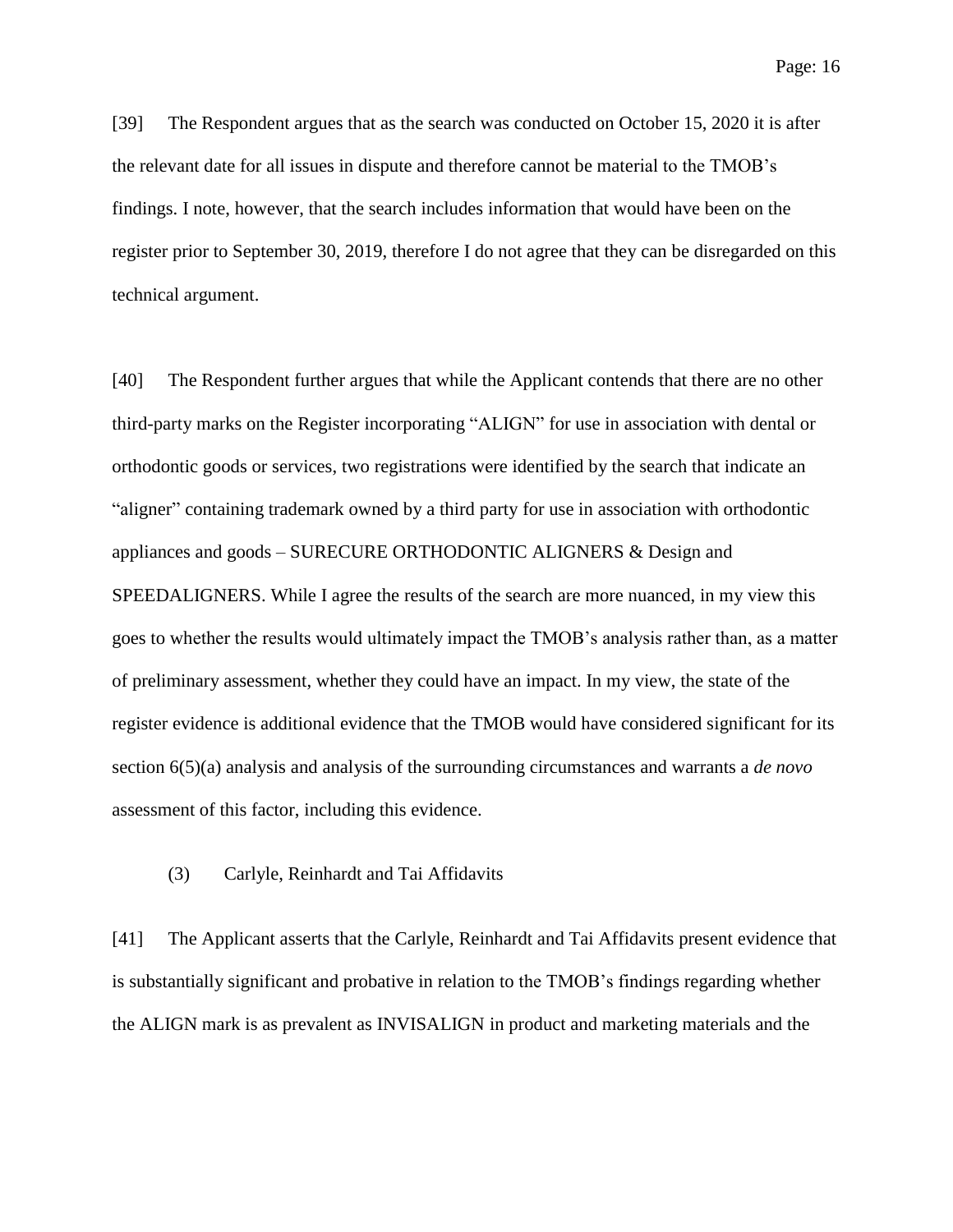[39] The Respondent argues that as the search was conducted on October 15, 2020 it is after the relevant date for all issues in dispute and therefore cannot be material to the TMOB's findings. I note, however, that the search includes information that would have been on the register prior to September 30, 2019, therefore I do not agree that they can be disregarded on this technical argument.

[40] The Respondent further argues that while the Applicant contends that there are no other third-party marks on the Register incorporating "ALIGN" for use in association with dental or orthodontic goods or services, two registrations were identified by the search that indicate an "aligner" containing trademark owned by a third party for use in association with orthodontic appliances and goods – SURECURE ORTHODONTIC ALIGNERS & Design and SPEEDALIGNERS. While I agree the results of the search are more nuanced, in my view this goes to whether the results would ultimately impact the TMOB's analysis rather than, as a matter of preliminary assessment, whether they could have an impact. In my view, the state of the register evidence is additional evidence that the TMOB would have considered significant for its section 6(5)(a) analysis and analysis of the surrounding circumstances and warrants a *de novo* assessment of this factor, including this evidence.

### (3) Carlyle, Reinhardt and Tai Affidavits

[41] The Applicant asserts that the Carlyle, Reinhardt and Tai Affidavits present evidence that is substantially significant and probative in relation to the TMOB's findings regarding whether the ALIGN mark is as prevalent as INVISALIGN in product and marketing materials and the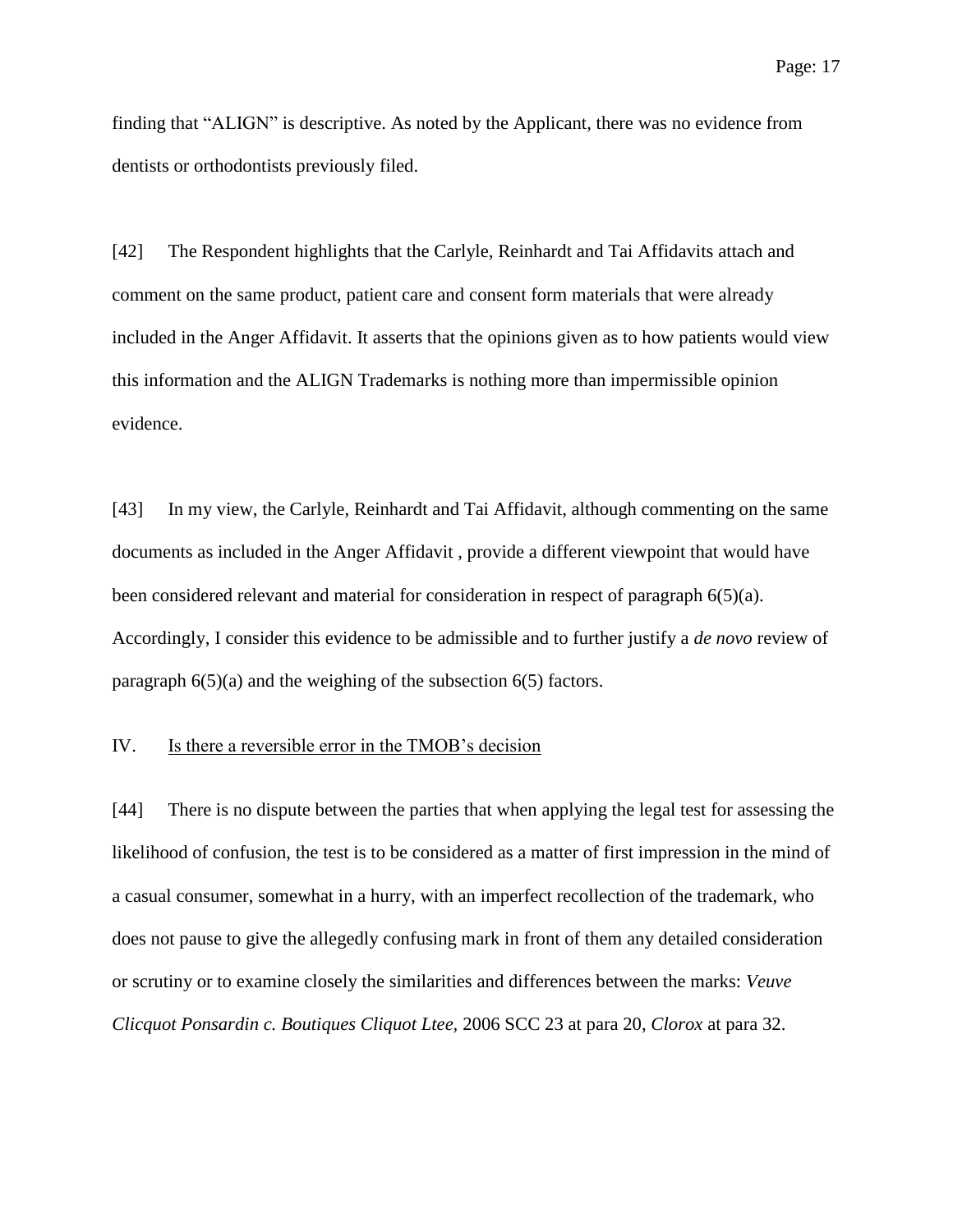finding that "ALIGN" is descriptive. As noted by the Applicant, there was no evidence from dentists or orthodontists previously filed.

[42] The Respondent highlights that the Carlyle, Reinhardt and Tai Affidavits attach and comment on the same product, patient care and consent form materials that were already included in the Anger Affidavit. It asserts that the opinions given as to how patients would view this information and the ALIGN Trademarks is nothing more than impermissible opinion evidence.

[43] In my view, the Carlyle, Reinhardt and Tai Affidavit, although commenting on the same documents as included in the Anger Affidavit , provide a different viewpoint that would have been considered relevant and material for consideration in respect of paragraph 6(5)(a). Accordingly, I consider this evidence to be admissible and to further justify a *de novo* review of paragraph 6(5)(a) and the weighing of the subsection 6(5) factors.

## IV. Is there a reversible error in the TMOB's decision

[44] There is no dispute between the parties that when applying the legal test for assessing the likelihood of confusion, the test is to be considered as a matter of first impression in the mind of a casual consumer, somewhat in a hurry, with an imperfect recollection of the trademark, who does not pause to give the allegedly confusing mark in front of them any detailed consideration or scrutiny or to examine closely the similarities and differences between the marks: *Veuve Clicquot Ponsardin c. Boutiques Cliquot Ltee*, 2006 SCC 23 at para 20, *Clorox* at para 32.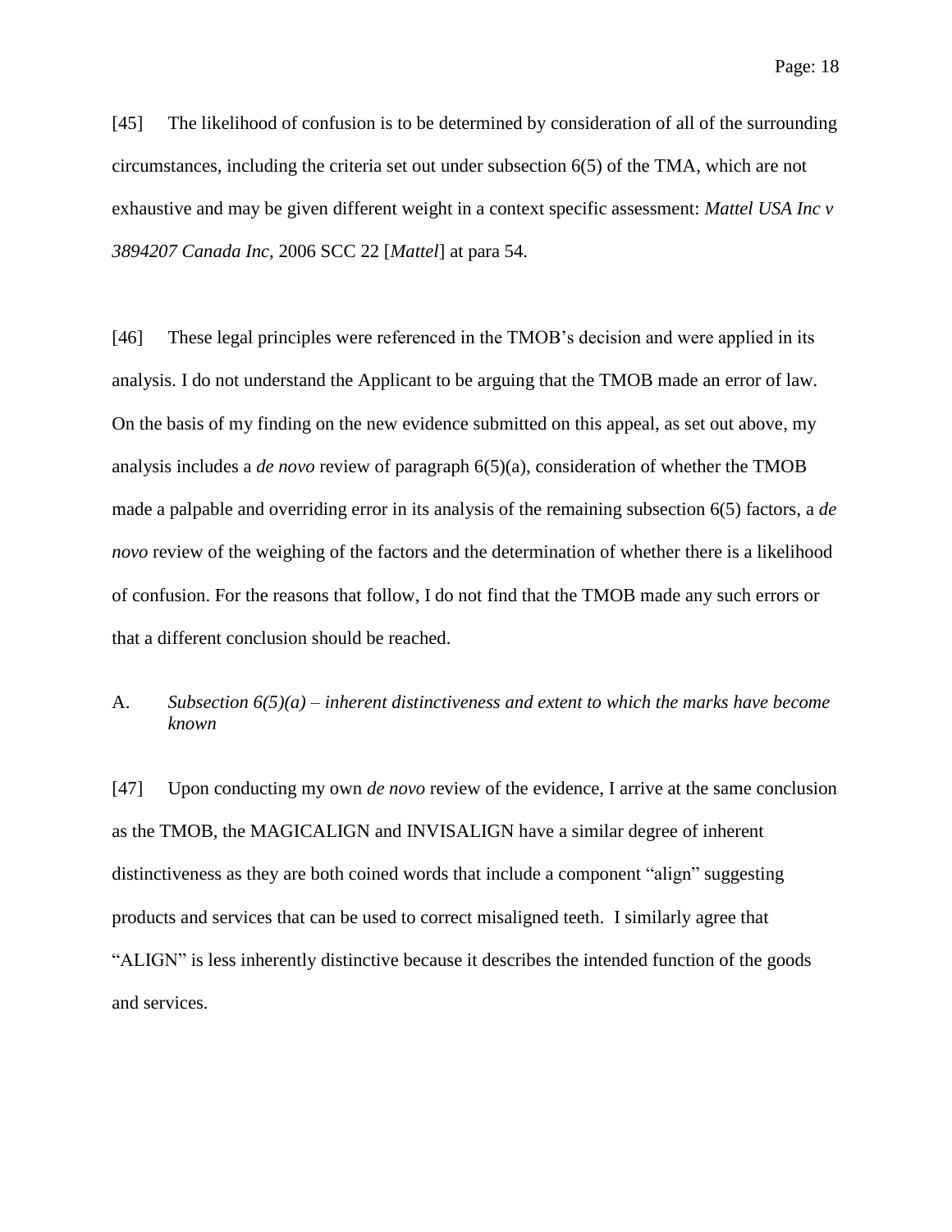[45] The likelihood of confusion is to be determined by consideration of all of the surrounding circumstances, including the criteria set out under subsection 6(5) of the TMA, which are not exhaustive and may be given different weight in a context specific assessment: *Mattel USA Inc v 3894207 Canada Inc*, 2006 SCC 22 [*Mattel*] at para 54.

[46] These legal principles were referenced in the TMOB's decision and were applied in its analysis. I do not understand the Applicant to be arguing that the TMOB made an error of law. On the basis of my finding on the new evidence submitted on this appeal, as set out above, my analysis includes a *de novo* review of paragraph 6(5)(a), consideration of whether the TMOB made a palpable and overriding error in its analysis of the remaining subsection 6(5) factors, a *de novo* review of the weighing of the factors and the determination of whether there is a likelihood of confusion. For the reasons that follow, I do not find that the TMOB made any such errors or that a different conclusion should be reached.

### A. *Subsection 6(5)(a) – inherent distinctiveness and extent to which the marks have become known*

[47] Upon conducting my own *de novo* review of the evidence, I arrive at the same conclusion as the TMOB, the MAGICALIGN and INVISALIGN have a similar degree of inherent distinctiveness as they are both coined words that include a component "align" suggesting products and services that can be used to correct misaligned teeth. I similarly agree that "ALIGN" is less inherently distinctive because it describes the intended function of the goods and services.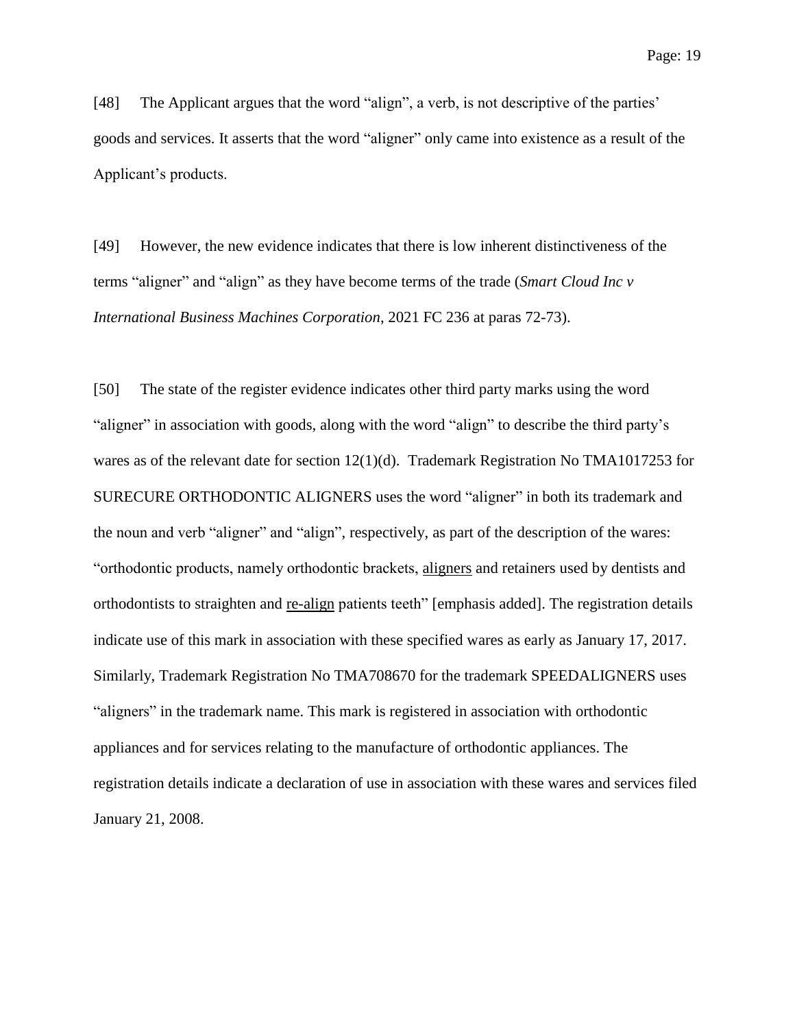[48] The Applicant argues that the word "align", a verb, is not descriptive of the parties' goods and services. It asserts that the word "aligner" only came into existence as a result of the Applicant's products.

[49] However, the new evidence indicates that there is low inherent distinctiveness of the terms "aligner" and "align" as they have become terms of the trade (*Smart Cloud Inc v International Business Machines Corporation*, 2021 FC 236 at paras 72-73).

[50] The state of the register evidence indicates other third party marks using the word "aligner" in association with goods, along with the word "align" to describe the third party's wares as of the relevant date for section 12(1)(d). Trademark Registration No TMA1017253 for SURECURE ORTHODONTIC ALIGNERS uses the word "aligner" in both its trademark and the noun and verb "aligner" and "align", respectively, as part of the description of the wares: "orthodontic products, namely orthodontic brackets, <u>aligners</u> and retainers used by dentists and orthodontists to straighten and <u>re-align</u> patients teeth" [emphasis added]. The registration details indicate use of this mark in association with these specified wares as early as January 17, 2017. Similarly, Trademark Registration No TMA708670 for the trademark SPEEDALIGNERS uses "aligners" in the trademark name. This mark is registered in association with orthodontic appliances and for services relating to the manufacture of orthodontic appliances. The registration details indicate a declaration of use in association with these wares and services filed January 21, 2008.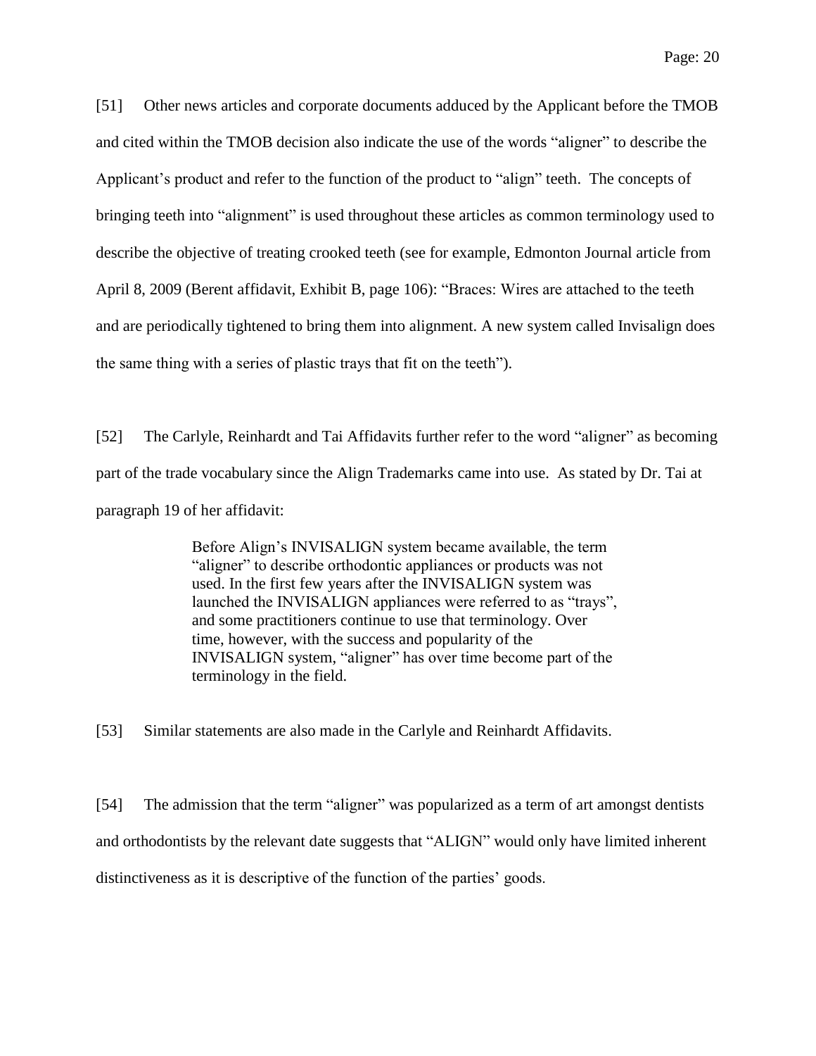[51] Other news articles and corporate documents adduced by the Applicant before the TMOB and cited within the TMOB decision also indicate the use of the words "aligner" to describe the Applicant's product and refer to the function of the product to "align" teeth. The concepts of bringing teeth into "alignment" is used throughout these articles as common terminology used to describe the objective of treating crooked teeth (see for example, Edmonton Journal article from April 8, 2009 (Berent affidavit, Exhibit B, page 106): "Braces: Wires are attached to the teeth and are periodically tightened to bring them into alignment. A new system called Invisalign does the same thing with a series of plastic trays that fit on the teeth").

[52] The Carlyle, Reinhardt and Tai Affidavits further refer to the word "aligner" as becoming part of the trade vocabulary since the Align Trademarks came into use. As stated by Dr. Tai at paragraph 19 of her affidavit:

> Before Align's INVISALIGN system became available, the term "aligner" to describe orthodontic appliances or products was not used. In the first few years after the INVISALIGN system was launched the INVISALIGN appliances were referred to as "trays", and some practitioners continue to use that terminology. Over time, however, with the success and popularity of the INVISALIGN system, "aligner" has over time become part of the terminology in the field.

[53] Similar statements are also made in the Carlyle and Reinhardt Affidavits.

[54] The admission that the term "aligner" was popularized as a term of art amongst dentists and orthodontists by the relevant date suggests that "ALIGN" would only have limited inherent distinctiveness as it is descriptive of the function of the parties' goods.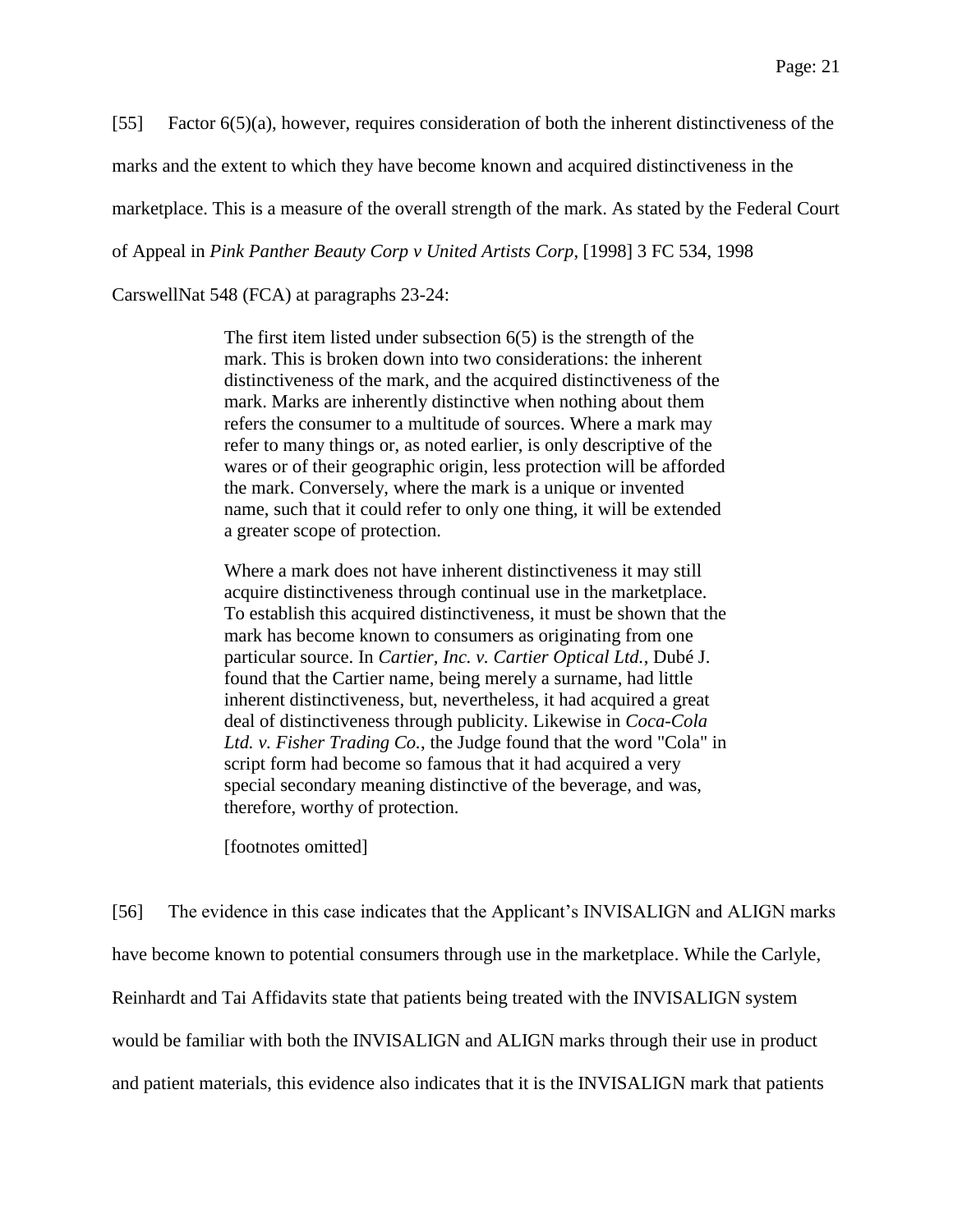[55] Factor 6(5)(a), however, requires consideration of both the inherent distinctiveness of the marks and the extent to which they have become known and acquired distinctiveness in the marketplace. This is a measure of the overall strength of the mark. As stated by the Federal Court of Appeal in *Pink Panther Beauty Corp v United Artists Corp*, [1998] 3 FC 534, 1998 CarswellNat 548 (FCA) at paragraphs 23-24:

> The first item listed under subsection 6(5) is the strength of the mark. This is broken down into two considerations: the inherent distinctiveness of the mark, and the acquired distinctiveness of the mark. Marks are inherently distinctive when nothing about them refers the consumer to a multitude of sources. Where a mark may refer to many things or, as noted earlier, is only descriptive of the wares or of their geographic origin, less protection will be afforded the mark. Conversely, where the mark is a unique or invented name, such that it could refer to only one thing, it will be extended a greater scope of protection.
>
> Where a mark does not have inherent distinctiveness it may still acquire distinctiveness through continual use in the marketplace. To establish this acquired distinctiveness, it must be shown that the mark has become known to consumers as originating from one particular source. In *Cartier, Inc. v. Cartier Optical Ltd.*, Dubé J. found that the Cartier name, being merely a surname, had little inherent distinctiveness, but, nevertheless, it had acquired a great deal of distinctiveness through publicity. Likewise in *Coca-Cola Ltd. v. Fisher Trading Co.*, the Judge found that the word "Cola" in script form had become so famous that it had acquired a very special secondary meaning distinctive of the beverage, and was, therefore, worthy of protection.
>
> [footnotes omitted]

[56] The evidence in this case indicates that the Applicant's INVISALIGN and ALIGN marks have become known to potential consumers through use in the marketplace. While the Carlyle, Reinhardt and Tai Affidavits state that patients being treated with the INVISALIGN system would be familiar with both the INVISALIGN and ALIGN marks through their use in product and patient materials, this evidence also indicates that it is the INVISALIGN mark that patients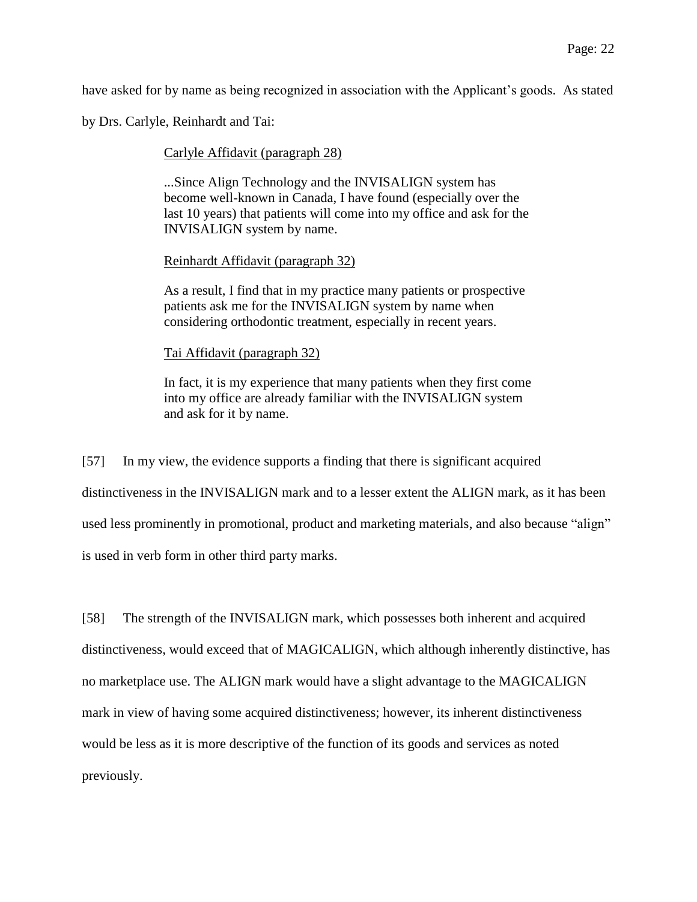have asked for by name as being recognized in association with the Applicant's goods. As stated by Drs. Carlyle, Reinhardt and Tai:

> Carlyle Affidavit (paragraph 28)
>
> ...Since Align Technology and the INVISALIGN system has become well-known in Canada, I have found (especially over the last 10 years) that patients will come into my office and ask for the INVISALIGN system by name.
>
> Reinhardt Affidavit (paragraph 32)
>
> As a result, I find that in my practice many patients or prospective patients ask me for the INVISALIGN system by name when considering orthodontic treatment, especially in recent years.
>
> Tai Affidavit (paragraph 32)
>
> In fact, it is my experience that many patients when they first come into my office are already familiar with the INVISALIGN system and ask for it by name.

[57] In my view, the evidence supports a finding that there is significant acquired distinctiveness in the INVISALIGN mark and to a lesser extent the ALIGN mark, as it has been used less prominently in promotional, product and marketing materials, and also because "align" is used in verb form in other third party marks.

[58] The strength of the INVISALIGN mark, which possesses both inherent and acquired distinctiveness, would exceed that of MAGICALIGN, which although inherently distinctive, has no marketplace use. The ALIGN mark would have a slight advantage to the MAGICALIGN mark in view of having some acquired distinctiveness; however, its inherent distinctiveness would be less as it is more descriptive of the function of its goods and services as noted previously.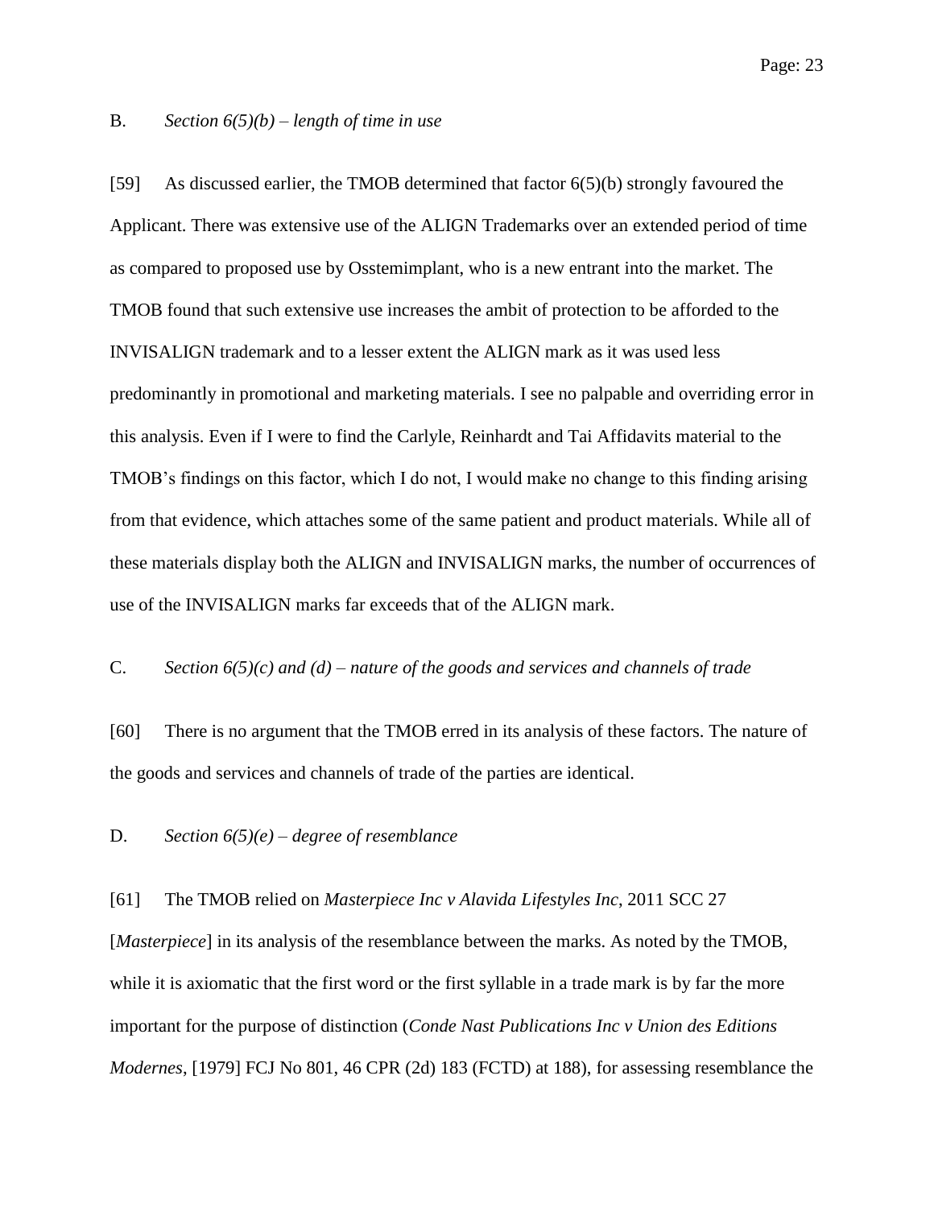B. *Section 6(5)(b) – length of time in use*

[59] As discussed earlier, the TMOB determined that factor 6(5)(b) strongly favoured the Applicant. There was extensive use of the ALIGN Trademarks over an extended period of time as compared to proposed use by Osstemimplant, who is a new entrant into the market. The TMOB found that such extensive use increases the ambit of protection to be afforded to the INVISALIGN trademark and to a lesser extent the ALIGN mark as it was used less predominantly in promotional and marketing materials. I see no palpable and overriding error in this analysis. Even if I were to find the Carlyle, Reinhardt and Tai Affidavits material to the TMOB's findings on this factor, which I do not, I would make no change to this finding arising from that evidence, which attaches some of the same patient and product materials. While all of these materials display both the ALIGN and INVISALIGN marks, the number of occurrences of use of the INVISALIGN marks far exceeds that of the ALIGN mark.

C. *Section 6(5)(c) and (d) – nature of the goods and services and channels of trade*

[60] There is no argument that the TMOB erred in its analysis of these factors. The nature of the goods and services and channels of trade of the parties are identical.

D. *Section 6(5)(e) – degree of resemblance*

[61] The TMOB relied on *Masterpiece Inc v Alavida Lifestyles Inc*, 2011 SCC 27 [*Masterpiece*] in its analysis of the resemblance between the marks. As noted by the TMOB, while it is axiomatic that the first word or the first syllable in a trade mark is by far the more important for the purpose of distinction (*Conde Nast Publications Inc v Union des Editions Modernes*, [1979] FCJ No 801, 46 CPR (2d) 183 (FCTD) at 188), for assessing resemblance the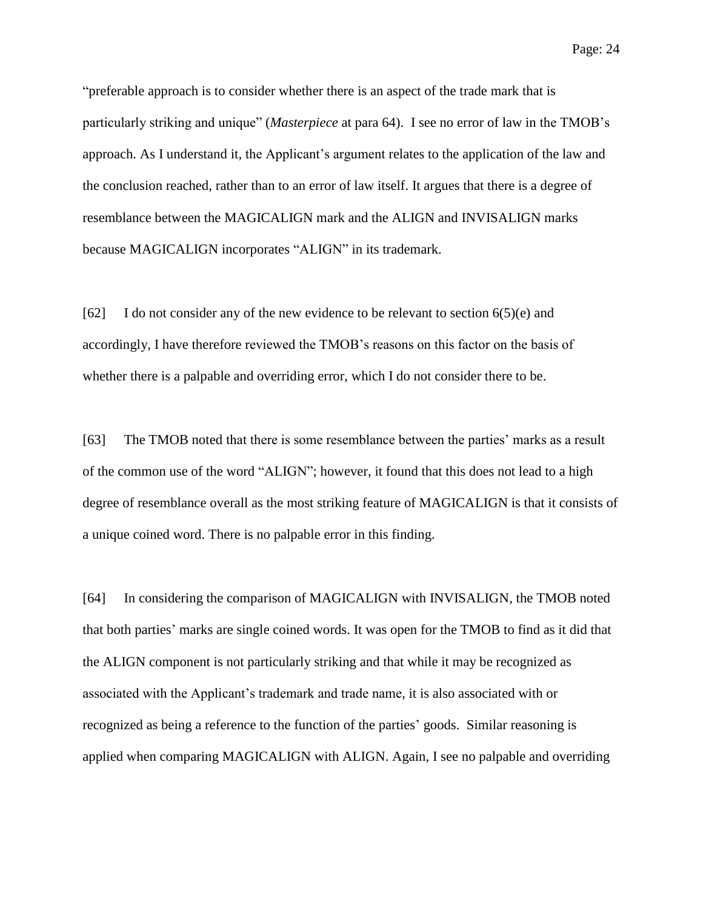"preferable approach is to consider whether there is an aspect of the trade mark that is particularly striking and unique" (*Masterpiece* at para 64). I see no error of law in the TMOB's approach. As I understand it, the Applicant's argument relates to the application of the law and the conclusion reached, rather than to an error of law itself. It argues that there is a degree of resemblance between the MAGICALIGN mark and the ALIGN and INVISALIGN marks because MAGICALIGN incorporates "ALIGN" in its trademark.

[62] I do not consider any of the new evidence to be relevant to section 6(5)(e) and accordingly, I have therefore reviewed the TMOB's reasons on this factor on the basis of whether there is a palpable and overriding error, which I do not consider there to be.

[63] The TMOB noted that there is some resemblance between the parties' marks as a result of the common use of the word "ALIGN"; however, it found that this does not lead to a high degree of resemblance overall as the most striking feature of MAGICALIGN is that it consists of a unique coined word. There is no palpable error in this finding.

[64] In considering the comparison of MAGICALIGN with INVISALIGN, the TMOB noted that both parties' marks are single coined words. It was open for the TMOB to find as it did that the ALIGN component is not particularly striking and that while it may be recognized as associated with the Applicant's trademark and trade name, it is also associated with or recognized as being a reference to the function of the parties' goods. Similar reasoning is applied when comparing MAGICALIGN with ALIGN. Again, I see no palpable and overriding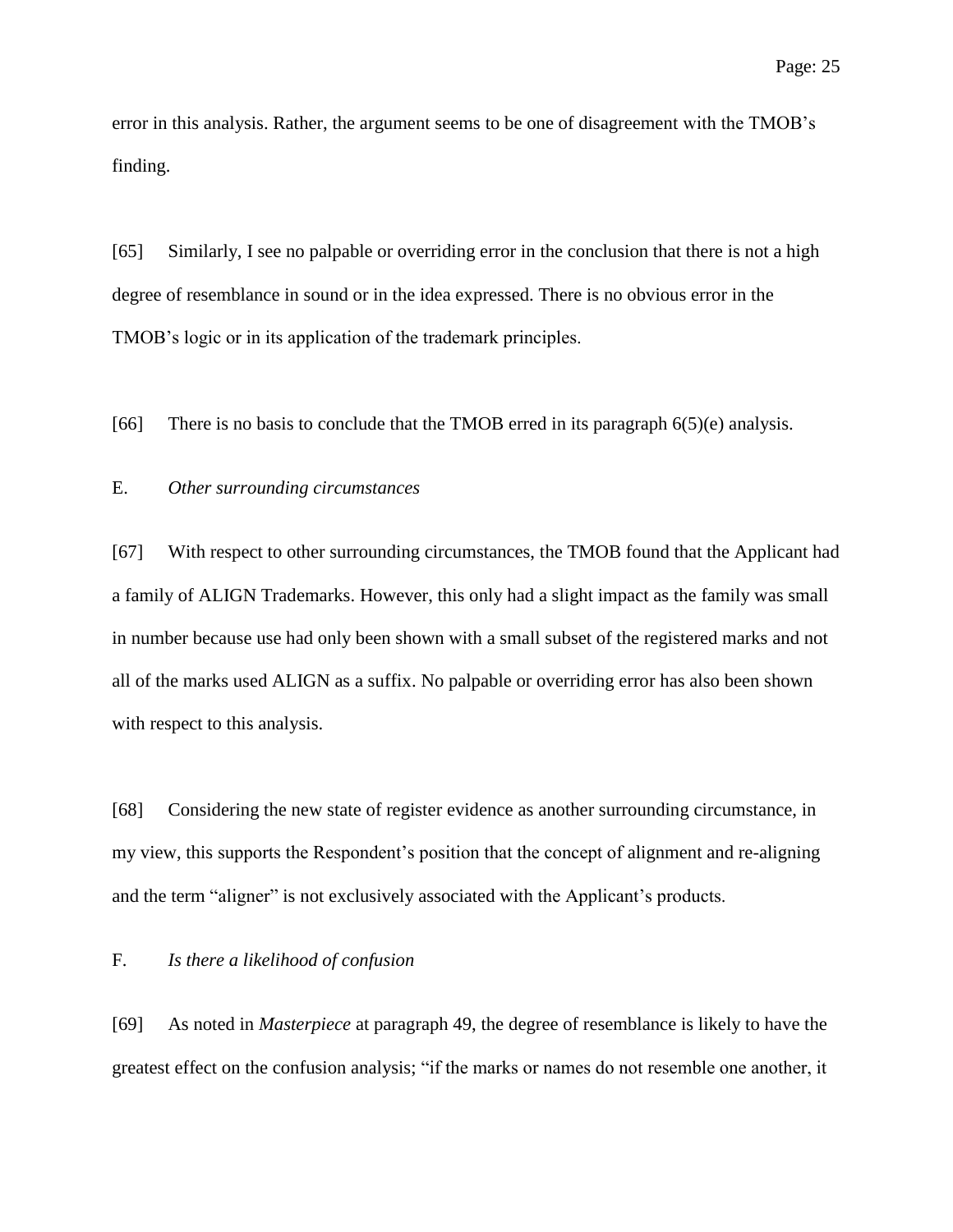error in this analysis. Rather, the argument seems to be one of disagreement with the TMOB's finding.

[65] Similarly, I see no palpable or overriding error in the conclusion that there is not a high degree of resemblance in sound or in the idea expressed. There is no obvious error in the TMOB's logic or in its application of the trademark principles.

[66] There is no basis to conclude that the TMOB erred in its paragraph 6(5)(e) analysis.

E. *Other surrounding circumstances*

[67] With respect to other surrounding circumstances, the TMOB found that the Applicant had a family of ALIGN Trademarks. However, this only had a slight impact as the family was small in number because use had only been shown with a small subset of the registered marks and not all of the marks used ALIGN as a suffix. No palpable or overriding error has also been shown with respect to this analysis.

[68] Considering the new state of register evidence as another surrounding circumstance, in my view, this supports the Respondent's position that the concept of alignment and re-aligning and the term "aligner" is not exclusively associated with the Applicant's products.

F. *Is there a likelihood of confusion*

[69] As noted in *Masterpiece* at paragraph 49, the degree of resemblance is likely to have the greatest effect on the confusion analysis; "if the marks or names do not resemble one another, it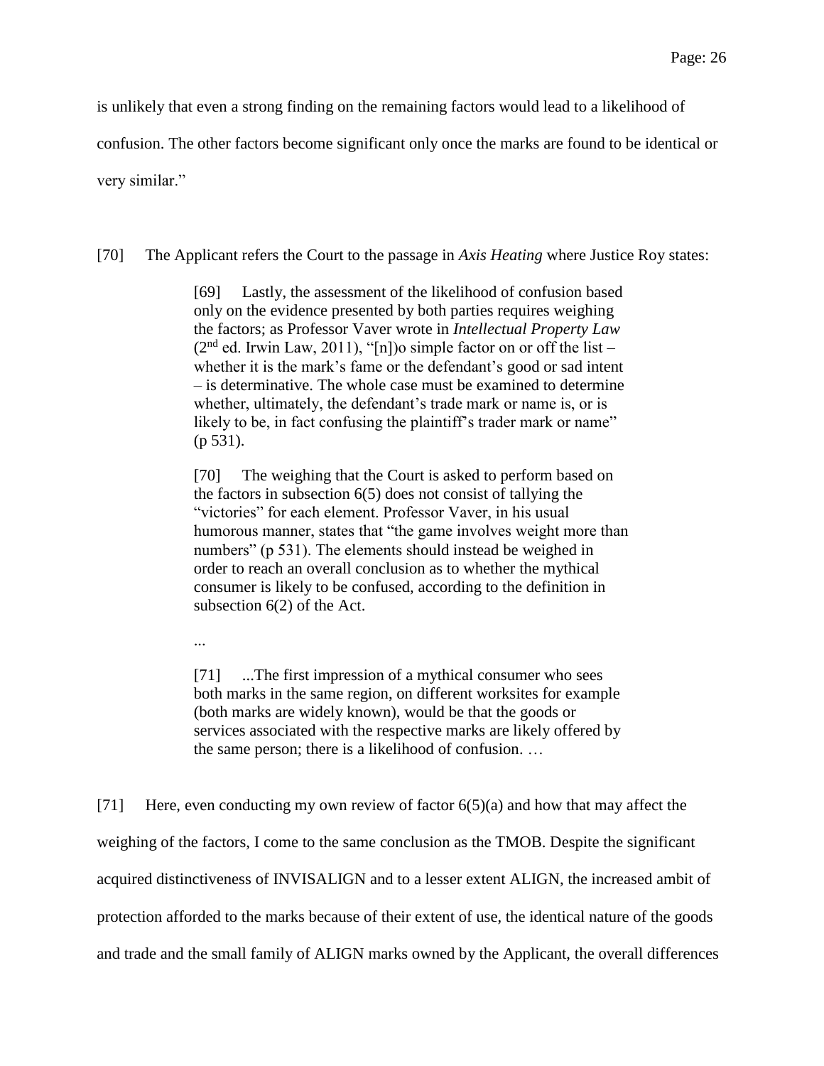is unlikely that even a strong finding on the remaining factors would lead to a likelihood of confusion. The other factors become significant only once the marks are found to be identical or very similar."

[70] The Applicant refers the Court to the passage in *Axis Heating* where Justice Roy states:

> [69] Lastly, the assessment of the likelihood of confusion based only on the evidence presented by both parties requires weighing the factors; as Professor Vaver wrote in *Intellectual Property Law* (2nd ed. Irwin Law, 2011), "[n])o simple factor on or off the list – whether it is the mark's fame or the defendant's good or sad intent – is determinative. The whole case must be examined to determine whether, ultimately, the defendant's trade mark or name is, or is likely to be, in fact confusing the plaintiff's trader mark or name" (p 531).
>
> [70] The weighing that the Court is asked to perform based on the factors in subsection 6(5) does not consist of tallying the "victories" for each element. Professor Vaver, in his usual humorous manner, states that "the game involves weight more than numbers" (p 531). The elements should instead be weighed in order to reach an overall conclusion as to whether the mythical consumer is likely to be confused, according to the definition in subsection 6(2) of the Act.
>
> ...
>
> [71] ...The first impression of a mythical consumer who sees both marks in the same region, on different worksites for example (both marks are widely known), would be that the goods or services associated with the respective marks are likely offered by the same person; there is a likelihood of confusion. …

[71] Here, even conducting my own review of factor 6(5)(a) and how that may affect the weighing of the factors, I come to the same conclusion as the TMOB. Despite the significant acquired distinctiveness of INVISALIGN and to a lesser extent ALIGN, the increased ambit of protection afforded to the marks because of their extent of use, the identical nature of the goods and trade and the small family of ALIGN marks owned by the Applicant, the overall differences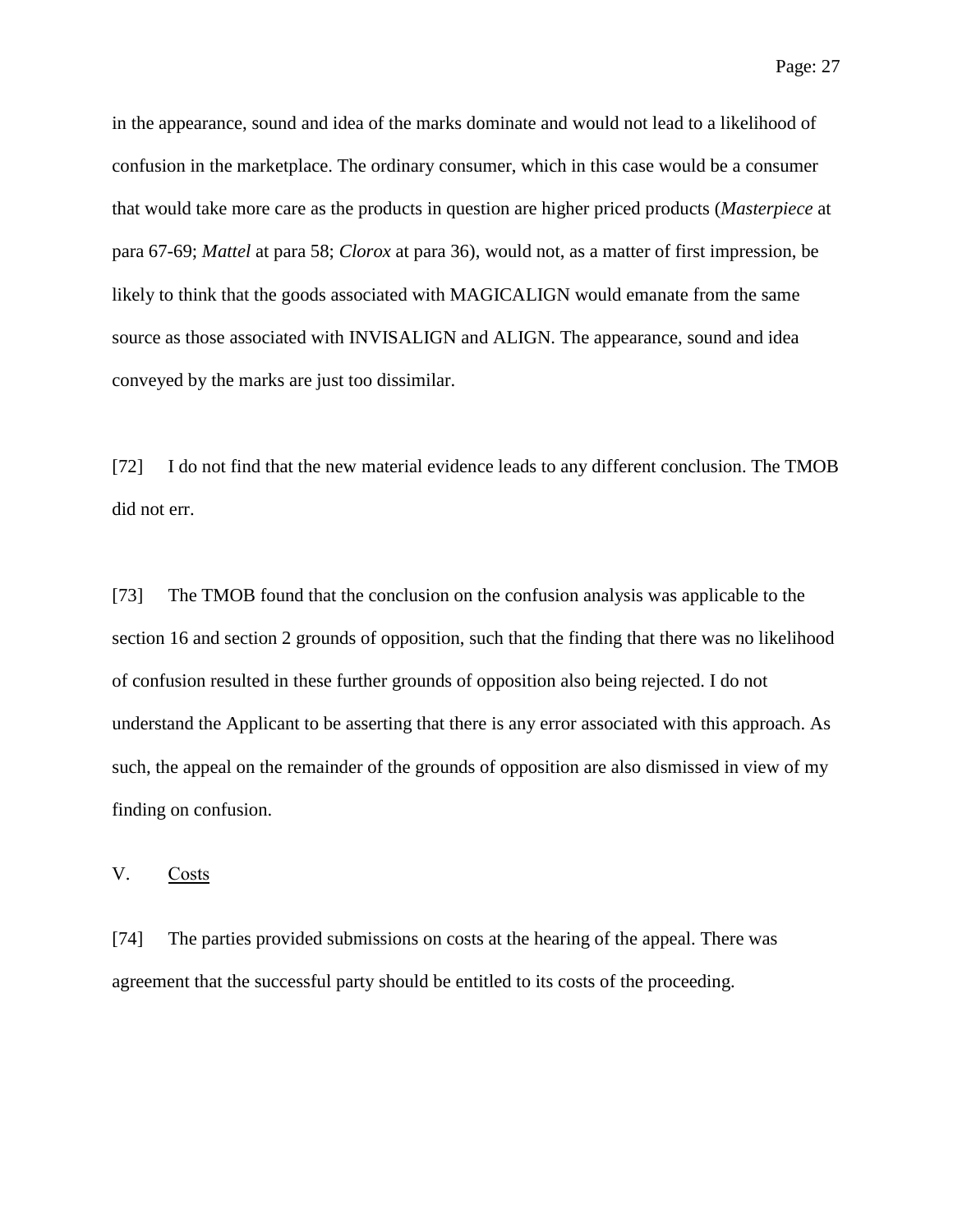in the appearance, sound and idea of the marks dominate and would not lead to a likelihood of confusion in the marketplace. The ordinary consumer, which in this case would be a consumer that would take more care as the products in question are higher priced products (*Masterpiece* at para 67-69; *Mattel* at para 58; *Clorox* at para 36), would not, as a matter of first impression, be likely to think that the goods associated with MAGICALIGN would emanate from the same source as those associated with INVISALIGN and ALIGN. The appearance, sound and idea conveyed by the marks are just too dissimilar.

[72] I do not find that the new material evidence leads to any different conclusion. The TMOB did not err.

[73] The TMOB found that the conclusion on the confusion analysis was applicable to the section 16 and section 2 grounds of opposition, such that the finding that there was no likelihood of confusion resulted in these further grounds of opposition also being rejected. I do not understand the Applicant to be asserting that there is any error associated with this approach. As such, the appeal on the remainder of the grounds of opposition are also dismissed in view of my finding on confusion.

## V. Costs

[74] The parties provided submissions on costs at the hearing of the appeal. There was agreement that the successful party should be entitled to its costs of the proceeding.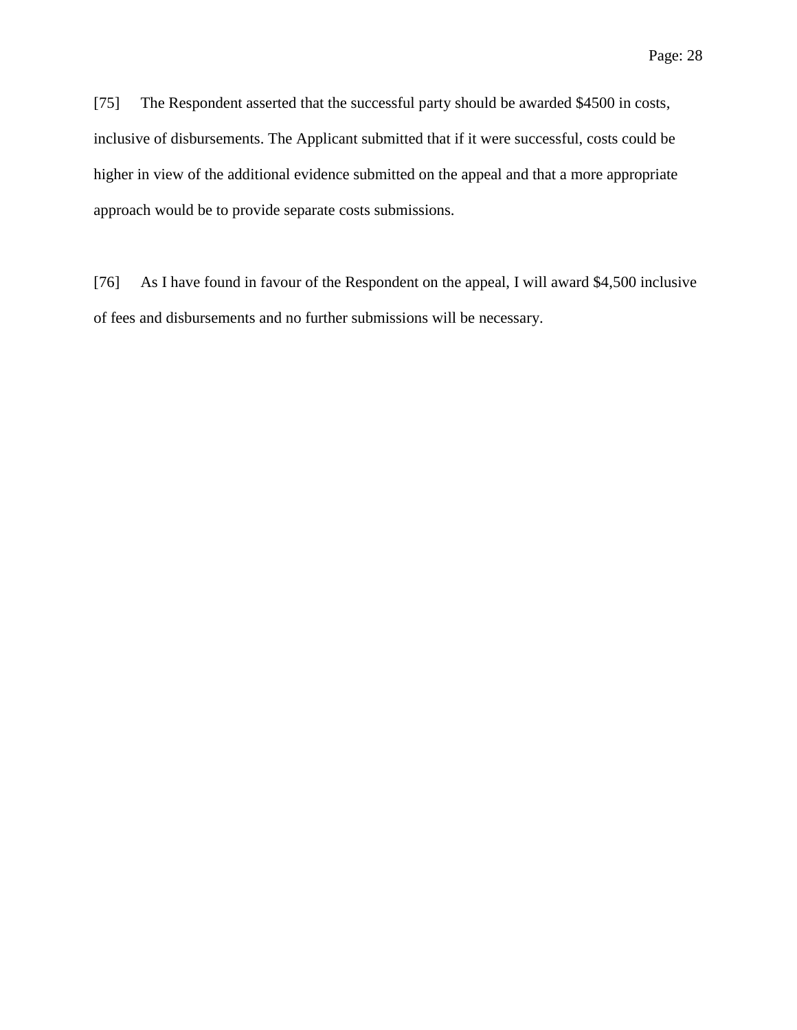[75] The Respondent asserted that the successful party should be awarded $4500 in costs, inclusive of disbursements. The Applicant submitted that if it were successful, costs could be higher in view of the additional evidence submitted on the appeal and that a more appropriate approach would be to provide separate costs submissions.

[76] As I have found in favour of the Respondent on the appeal, I will award $4,500 inclusive of fees and disbursements and no further submissions will be necessary.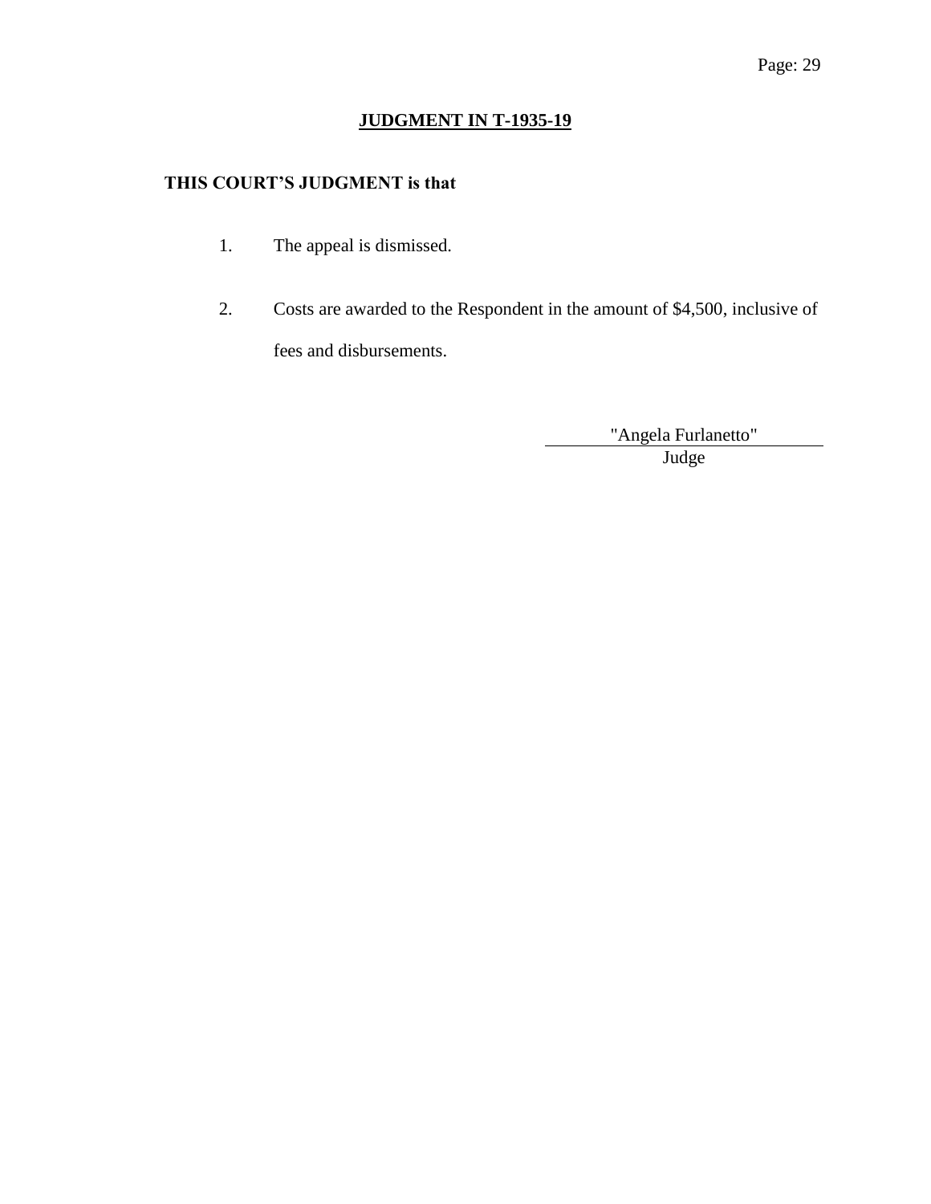## JUDGMENT IN T-1935-19

**THIS COURT'S JUDGMENT is that**

1. The appeal is dismissed.

2. Costs are awarded to the Respondent in the amount of $4,500, inclusive of fees and disbursements.

"Angela Furlanetto"
Judge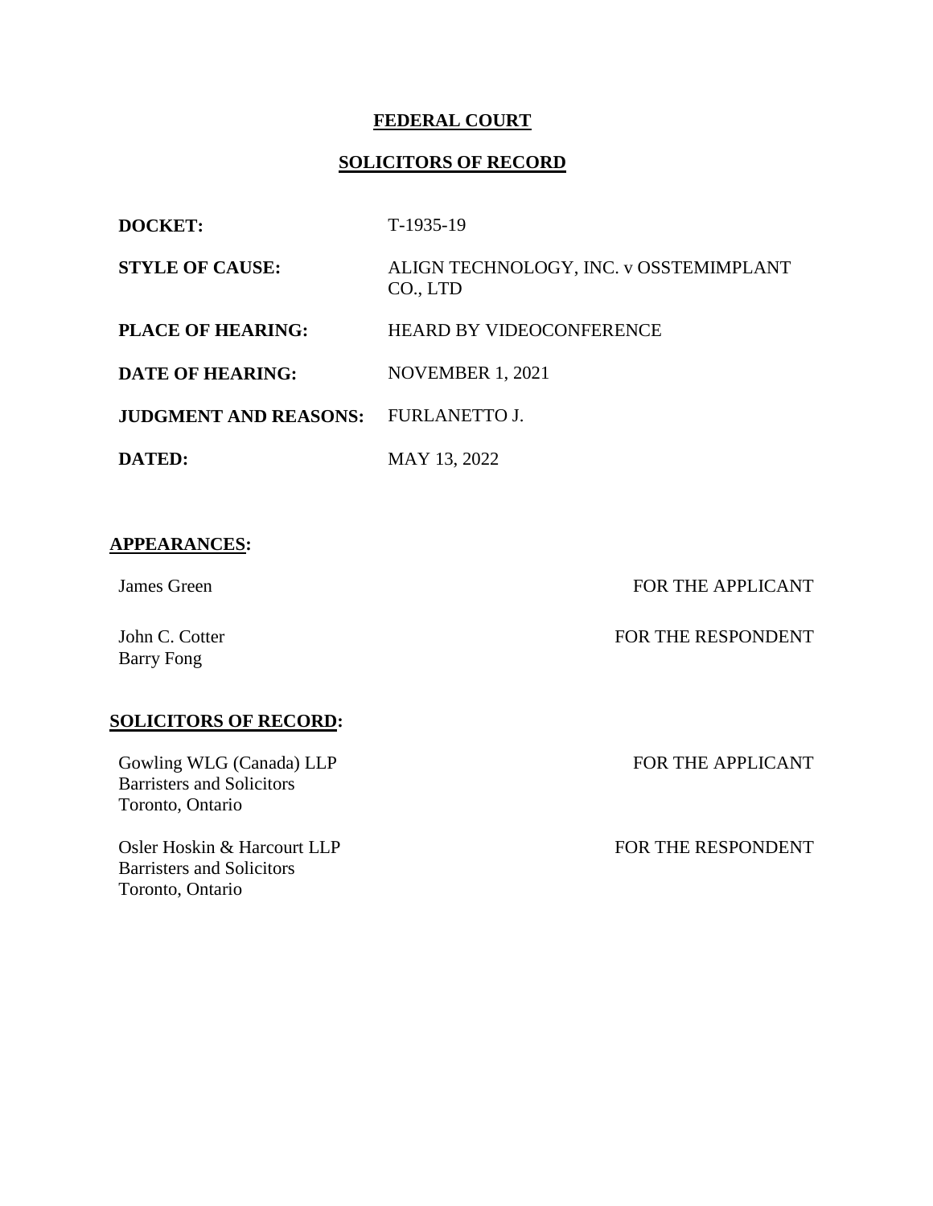**FEDERAL COURT**

**SOLICITORS OF RECORD**

| | |
|---|---|
| **DOCKET:** | T-1935-19 |
| **STYLE OF CAUSE:** | ALIGN TECHNOLOGY, INC. v OSSTEMIMPLANT CO., LTD |
| **PLACE OF HEARING:** | HEARD BY VIDEOCONFERENCE |
| **DATE OF HEARING:** | NOVEMBER 1, 2021 |
| **JUDGMENT AND REASONS:** | FURLANETTO J. |
| **DATED:** | MAY 13, 2022 |

**APPEARANCES:**

| | |
|---|---|
| James Green | FOR THE APPLICANT |
| John C. Cotter<br>Barry Fong | FOR THE RESPONDENT |

**SOLICITORS OF RECORD:**

| | |
|---|---|
| Gowling WLG (Canada) LLP<br>Barristers and Solicitors<br>Toronto, Ontario | FOR THE APPLICANT |
| Osler Hoskin & Harcourt LLP<br>Barristers and Solicitors<br>Toronto, Ontario | FOR THE RESPONDENT |